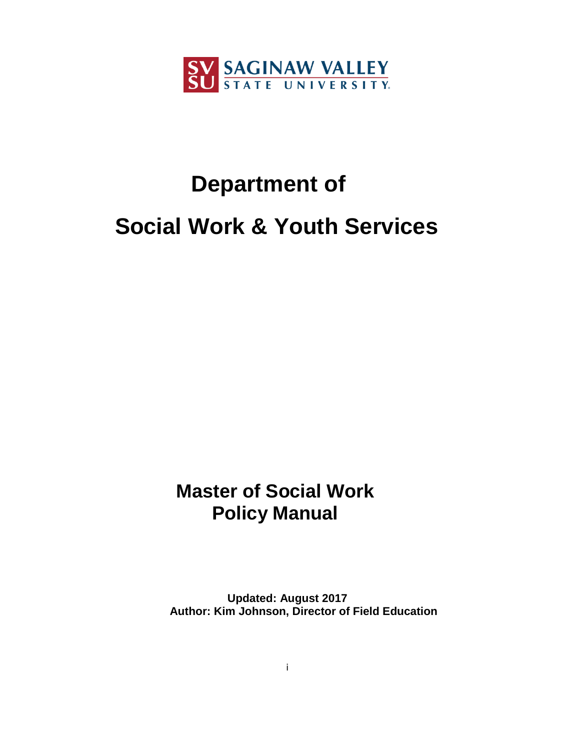SAGINAW VALLEY STATE UNIVERSITY

# Department of

# Social Work & Youth Services

## Master of Social Work
## Policy Manual

**Updated: August 2017**
**Author: Kim Johnson, Director of Field Education**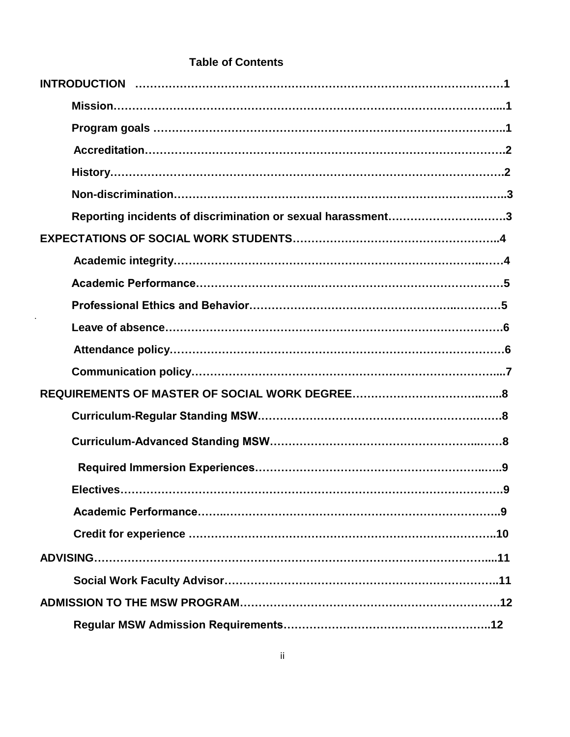**Table of Contents**

**INTRODUCTION** ……………………………………………………………………………………1

- **Mission**…………………………………………………………………………………...1
- **Program goals** ……………………………………………………………………………..1
- **Accreditation**……………………………………………………………………………….2
- **History**……………………………………………………………………………………….2
- **Non-discrimination**…………………………………………………………………………..3
- **Reporting incidents of discrimination or sexual harassment**……………………….…….3

**EXPECTATIONS OF SOCIAL WORK STUDENTS**………………………………………………..4

- **Academic integrity**……………………………………………………………………….…4
- **Academic Performance**…………………………..……………………………………………5
- **Professional Ethics and Behavior**……………………………………………..…………5
- **Leave of absence**……………………………………………………………………………6
- **Attendance policy**……………………………………………………………………………6
- **Communication policy**……………………………………………………………………...7

**REQUIREMENTS OF MASTER OF SOCIAL WORK DEGREE**…………………………….…...8

- **Curriculum-Regular Standing MSW**……………………………………………….…….8
- **Curriculum-Advanced Standing MSW**……………………………………………..……8
- **Required Immersion Experiences**………………………………………………….…..9
- **Electives**……………………………………………………………………………………9
- **Academic Performance**……..………………………………………………………………..9
- **Credit for experience** ………………………………………………………………………..10

**ADVISING**………………………………………………………………………………………....11

- **Social Work Faculty Advisor**…………………………………………………………………..11

**ADMISSION TO THE MSW PROGRAM**……………………………………………………………….12

- **Regular MSW Admission Requirements**………………………………………………..12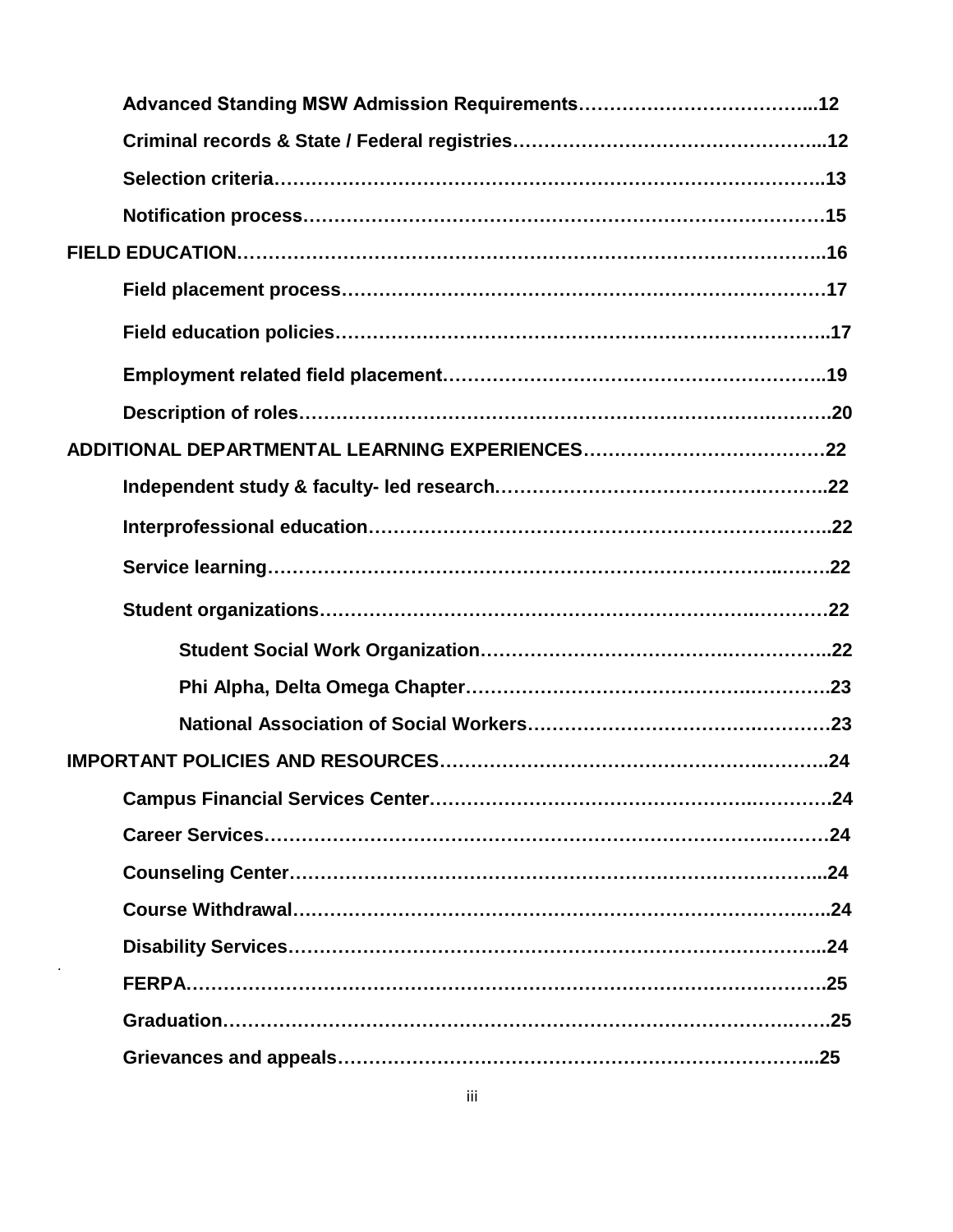**Advanced Standing MSW Admission Requirements………………………………..12**

**Criminal records & State / Federal registries…………………………………………..12**

**Selection criteria………………………………………………………………………….13**

**Notification process………………………………………………………………………15**

**FIELD EDUCATION………………………………………………………………………………..16**

**Field placement process…………………………………………………………………17**

**Field education policies…………………………………………………………………..17**

**Employment related field placement……………………………………………………..19**

**Description of roles………………………………………………………………………….20**

**ADDITIONAL DEPARTMENTAL LEARNING EXPERIENCES…………………………………22**

**Independent study & faculty- led research…………………………………………….22**

**Interprofessional education………………………………………………………………..22**

**Service learning………………………………………………………………………………22**

**Student organizations………………………………………………………………………22**

**Student Social Work Organization……………………………………………..22**

**Phi Alpha, Delta Omega Chapter……………………………………………….23**

**National Association of Social Workers……………………………………….23**

**IMPORTANT POLICIES AND RESOURCES……………………………………………………..24**

**Campus Financial Services Center……………………………………………………….24**

**Career Services………………………………………………………………………………24**

**Counseling Center…………………………………………………………………………...24**

**Course Withdrawal…………………………………………………………………………..24**

**Disability Services……………………………………………………………………………..24**

**FERPA……………………………………………………………………………………………25**

**Graduation……………………………………………………………………………………….25**

**Grievances and appeals……………………………………………………………………...25**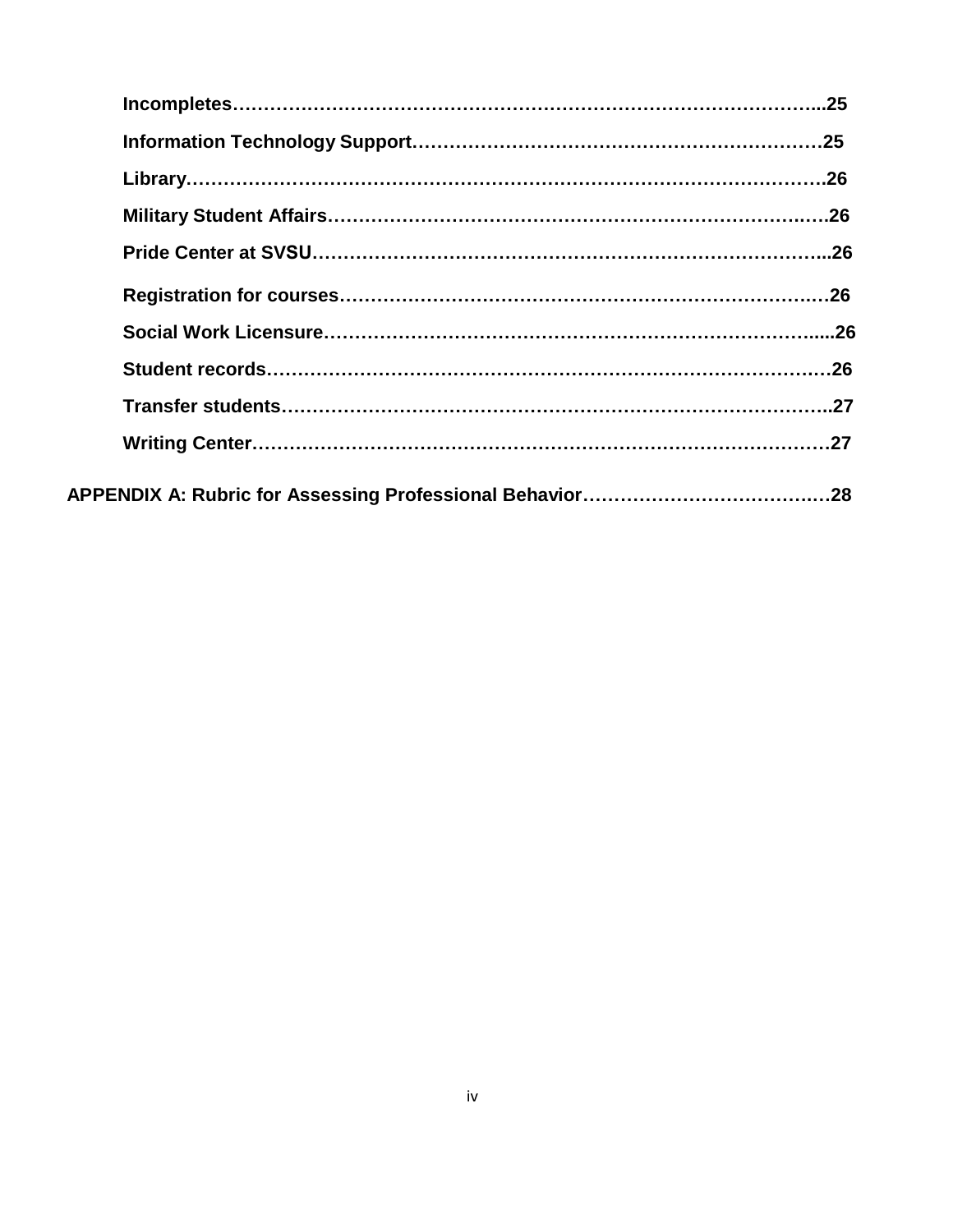**Incompletes……………………………………………………………………………………..25**

**Information Technology Support…………………………………………………………25**

**Library…………………………………………………………………………………………….26**

**Military Student Affairs……………………………………………………………………….26**

**Pride Center at SVSU…………………………………………………………………………...26**

**Registration for courses………………………………………………………………………26**

**Social Work Licensure………………………………………………………………………......26**

**Student records…………………………………………………………………………………26**

**Transfer students………………………………………………………………………………..27**

**Writing Center……………………………………………………………………………………27**

**APPENDIX A: Rubric for Assessing Professional Behavior…………………………………28**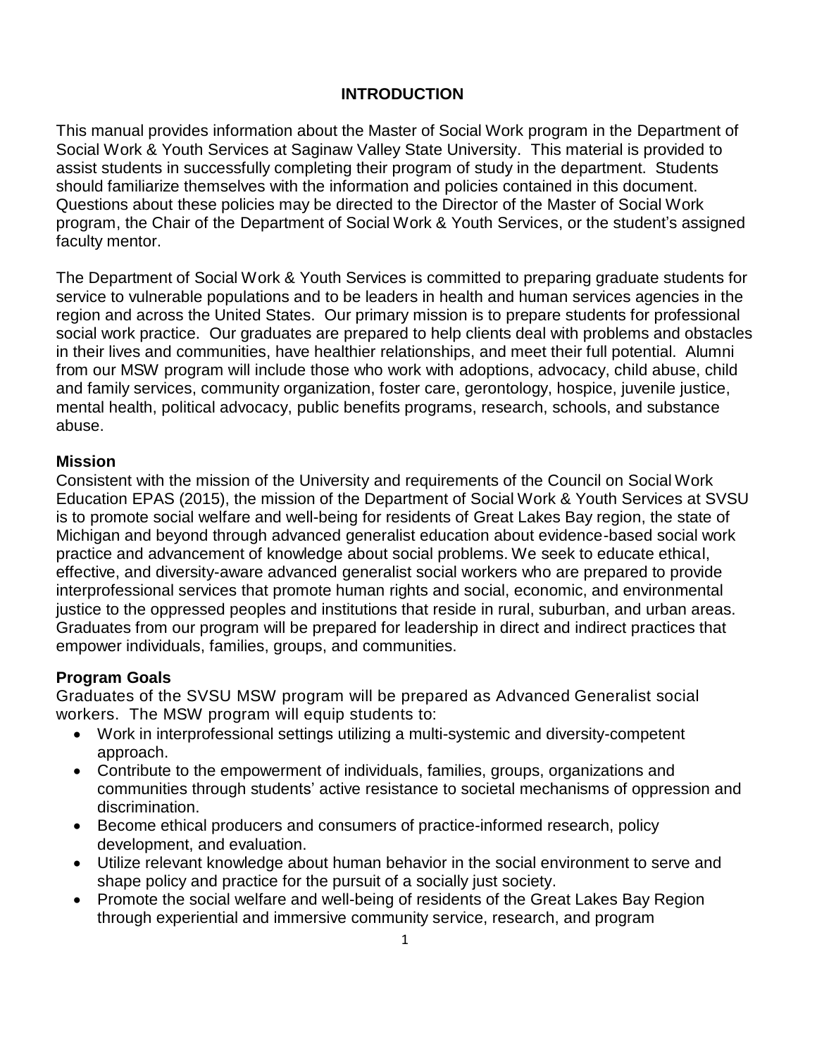# INTRODUCTION

This manual provides information about the Master of Social Work program in the Department of Social Work & Youth Services at Saginaw Valley State University. This material is provided to assist students in successfully completing their program of study in the department. Students should familiarize themselves with the information and policies contained in this document. Questions about these policies may be directed to the Director of the Master of Social Work program, the Chair of the Department of Social Work & Youth Services, or the student's assigned faculty mentor.

The Department of Social Work & Youth Services is committed to preparing graduate students for service to vulnerable populations and to be leaders in health and human services agencies in the region and across the United States. Our primary mission is to prepare students for professional social work practice. Our graduates are prepared to help clients deal with problems and obstacles in their lives and communities, have healthier relationships, and meet their full potential. Alumni from our MSW program will include those who work with adoptions, advocacy, child abuse, child and family services, community organization, foster care, gerontology, hospice, juvenile justice, mental health, political advocacy, public benefits programs, research, schools, and substance abuse.

## Mission

Consistent with the mission of the University and requirements of the Council on Social Work Education EPAS (2015), the mission of the Department of Social Work & Youth Services at SVSU is to promote social welfare and well-being for residents of Great Lakes Bay region, the state of Michigan and beyond through advanced generalist education about evidence-based social work practice and advancement of knowledge about social problems. We seek to educate ethical, effective, and diversity-aware advanced generalist social workers who are prepared to provide interprofessional services that promote human rights and social, economic, and environmental justice to the oppressed peoples and institutions that reside in rural, suburban, and urban areas. Graduates from our program will be prepared for leadership in direct and indirect practices that empower individuals, families, groups, and communities.

## Program Goals

Graduates of the SVSU MSW program will be prepared as Advanced Generalist social workers. The MSW program will equip students to:

- Work in interprofessional settings utilizing a multi-systemic and diversity-competent approach.
- Contribute to the empowerment of individuals, families, groups, organizations and communities through students' active resistance to societal mechanisms of oppression and discrimination.
- Become ethical producers and consumers of practice-informed research, policy development, and evaluation.
- Utilize relevant knowledge about human behavior in the social environment to serve and shape policy and practice for the pursuit of a socially just society.
- Promote the social welfare and well-being of residents of the Great Lakes Bay Region through experiential and immersive community service, research, and program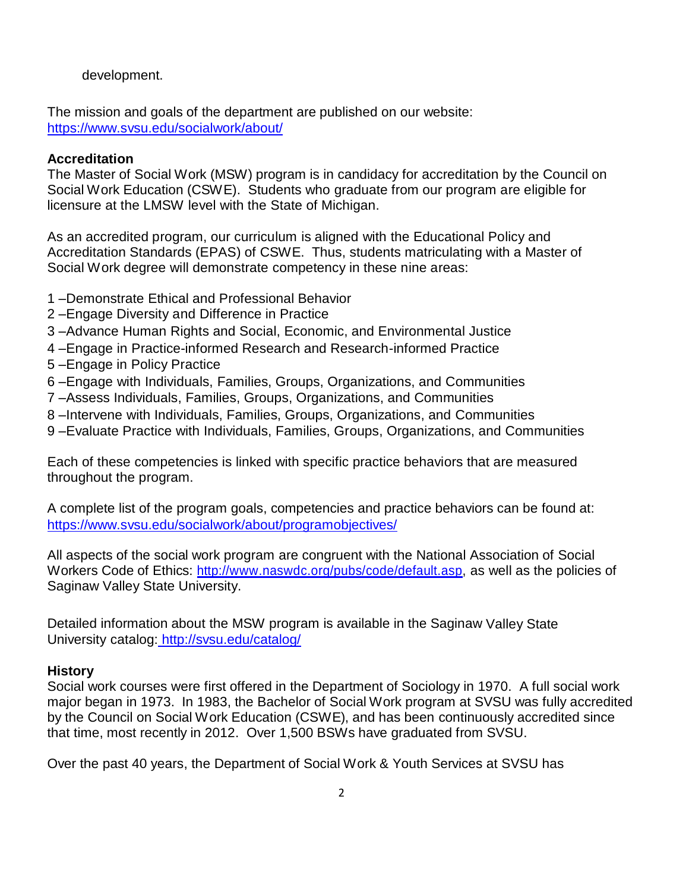development.

The mission and goals of the department are published on our website: https://www.svsu.edu/socialwork/about/

**Accreditation**

The Master of Social Work (MSW) program is in candidacy for accreditation by the Council on Social Work Education (CSWE). Students who graduate from our program are eligible for licensure at the LMSW level with the State of Michigan.

As an accredited program, our curriculum is aligned with the Educational Policy and Accreditation Standards (EPAS) of CSWE. Thus, students matriculating with a Master of Social Work degree will demonstrate competency in these nine areas:

1 –Demonstrate Ethical and Professional Behavior
2 –Engage Diversity and Difference in Practice
3 –Advance Human Rights and Social, Economic, and Environmental Justice
4 –Engage in Practice-informed Research and Research-informed Practice
5 –Engage in Policy Practice
6 –Engage with Individuals, Families, Groups, Organizations, and Communities
7 –Assess Individuals, Families, Groups, Organizations, and Communities
8 –Intervene with Individuals, Families, Groups, Organizations, and Communities
9 –Evaluate Practice with Individuals, Families, Groups, Organizations, and Communities

Each of these competencies is linked with specific practice behaviors that are measured throughout the program.

A complete list of the program goals, competencies and practice behaviors can be found at: https://www.svsu.edu/socialwork/about/programobjectives/

All aspects of the social work program are congruent with the National Association of Social Workers Code of Ethics: http://www.naswdc.org/pubs/code/default.asp, as well as the policies of Saginaw Valley State University.

Detailed information about the MSW program is available in the Saginaw Valley State University catalog: http://svsu.edu/catalog/

**History**

Social work courses were first offered in the Department of Sociology in 1970. A full social work major began in 1973. In 1983, the Bachelor of Social Work program at SVSU was fully accredited by the Council on Social Work Education (CSWE), and has been continuously accredited since that time, most recently in 2012. Over 1,500 BSWs have graduated from SVSU.

Over the past 40 years, the Department of Social Work & Youth Services at SVSU has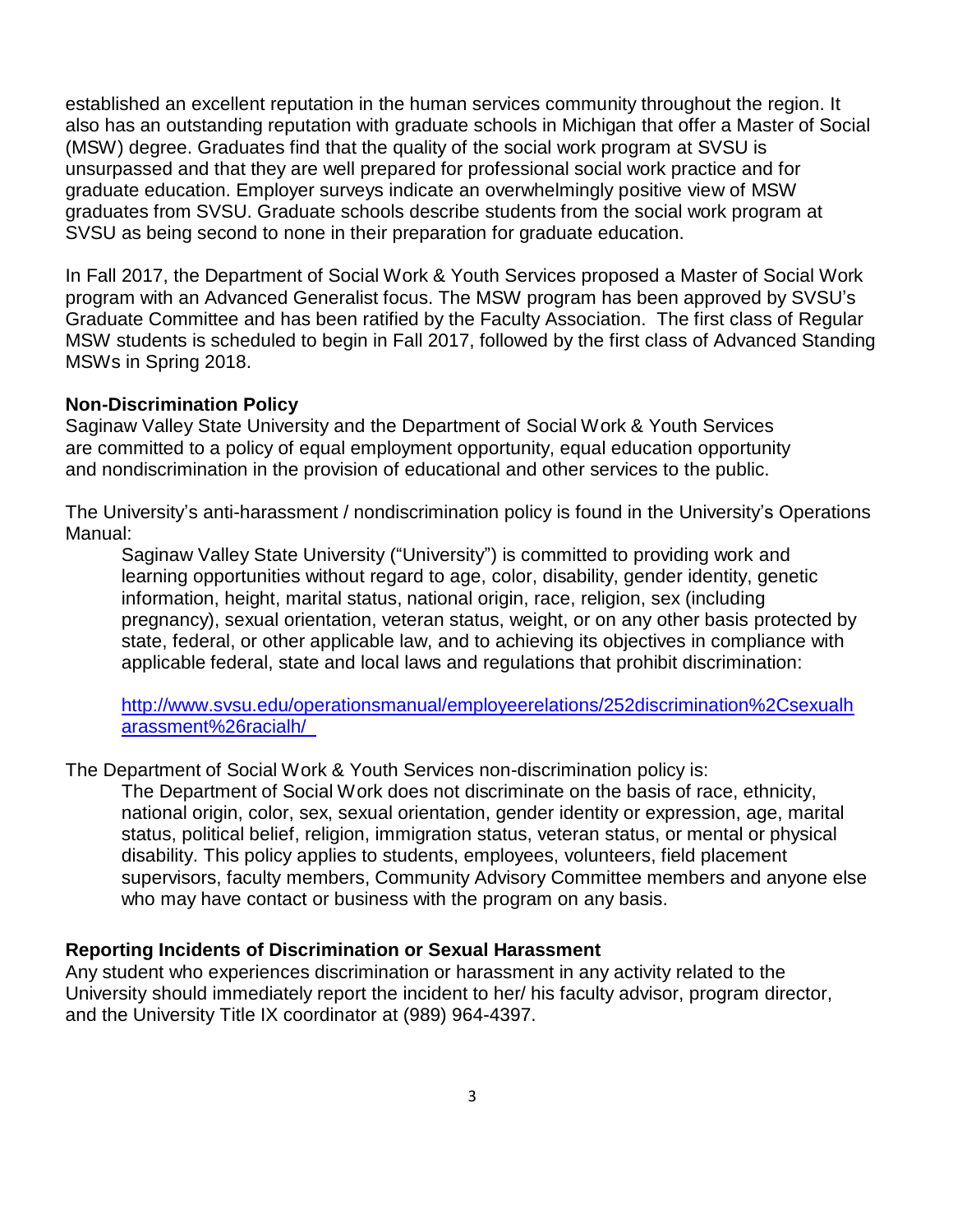established an excellent reputation in the human services community throughout the region. It also has an outstanding reputation with graduate schools in Michigan that offer a Master of Social (MSW) degree. Graduates find that the quality of the social work program at SVSU is unsurpassed and that they are well prepared for professional social work practice and for graduate education. Employer surveys indicate an overwhelmingly positive view of MSW graduates from SVSU. Graduate schools describe students from the social work program at SVSU as being second to none in their preparation for graduate education.

In Fall 2017, the Department of Social Work & Youth Services proposed a Master of Social Work program with an Advanced Generalist focus. The MSW program has been approved by SVSU's Graduate Committee and has been ratified by the Faculty Association. The first class of Regular MSW students is scheduled to begin in Fall 2017, followed by the first class of Advanced Standing MSWs in Spring 2018.

**Non-Discrimination Policy**

Saginaw Valley State University and the Department of Social Work & Youth Services are committed to a policy of equal employment opportunity, equal education opportunity and nondiscrimination in the provision of educational and other services to the public.

The University's anti-harassment / nondiscrimination policy is found in the University's Operations Manual:

> Saginaw Valley State University ("University") is committed to providing work and learning opportunities without regard to age, color, disability, gender identity, genetic information, height, marital status, national origin, race, religion, sex (including pregnancy), sexual orientation, veteran status, weight, or on any other basis protected by state, federal, or other applicable law, and to achieving its objectives in compliance with applicable federal, state and local laws and regulations that prohibit discrimination:
>
> http://www.svsu.edu/operationsmanual/employeerelations/252discrimination%2Csexualharassment%26racialh/

The Department of Social Work & Youth Services non-discrimination policy is:

> The Department of Social Work does not discriminate on the basis of race, ethnicity, national origin, color, sex, sexual orientation, gender identity or expression, age, marital status, political belief, religion, immigration status, veteran status, or mental or physical disability. This policy applies to students, employees, volunteers, field placement supervisors, faculty members, Community Advisory Committee members and anyone else who may have contact or business with the program on any basis.

**Reporting Incidents of Discrimination or Sexual Harassment**

Any student who experiences discrimination or harassment in any activity related to the University should immediately report the incident to her/ his faculty advisor, program director, and the University Title IX coordinator at (989) 964-4397.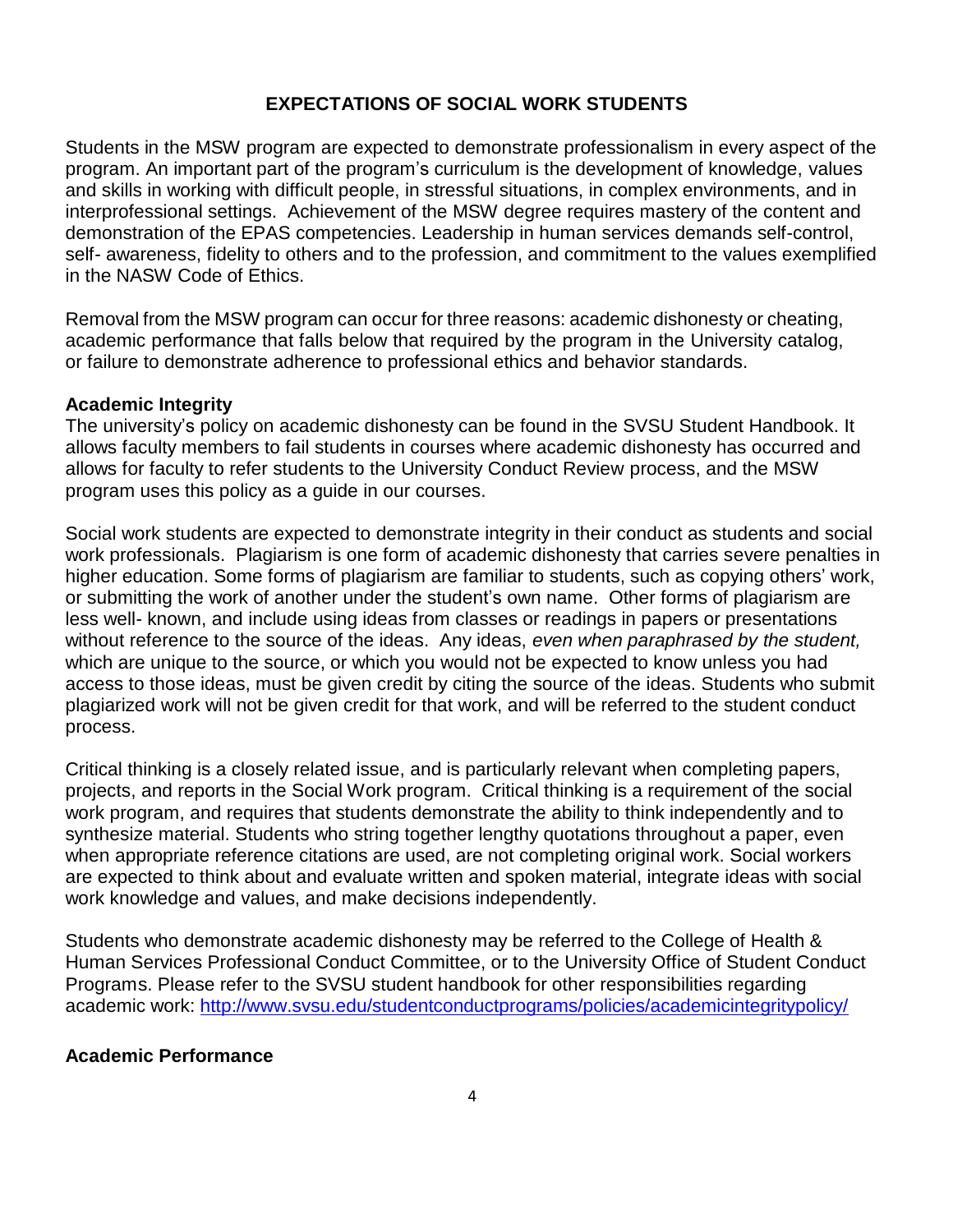## EXPECTATIONS OF SOCIAL WORK STUDENTS

Students in the MSW program are expected to demonstrate professionalism in every aspect of the program. An important part of the program's curriculum is the development of knowledge, values and skills in working with difficult people, in stressful situations, in complex environments, and in interprofessional settings. Achievement of the MSW degree requires mastery of the content and demonstration of the EPAS competencies. Leadership in human services demands self-control, self- awareness, fidelity to others and to the profession, and commitment to the values exemplified in the NASW Code of Ethics.

Removal from the MSW program can occur for three reasons: academic dishonesty or cheating, academic performance that falls below that required by the program in the University catalog, or failure to demonstrate adherence to professional ethics and behavior standards.

### Academic Integrity

The university's policy on academic dishonesty can be found in the SVSU Student Handbook. It allows faculty members to fail students in courses where academic dishonesty has occurred and allows for faculty to refer students to the University Conduct Review process, and the MSW program uses this policy as a guide in our courses.

Social work students are expected to demonstrate integrity in their conduct as students and social work professionals. Plagiarism is one form of academic dishonesty that carries severe penalties in higher education. Some forms of plagiarism are familiar to students, such as copying others' work, or submitting the work of another under the student's own name. Other forms of plagiarism are less well- known, and include using ideas from classes or readings in papers or presentations without reference to the source of the ideas. Any ideas, *even when paraphrased by the student,* which are unique to the source, or which you would not be expected to know unless you had access to those ideas, must be given credit by citing the source of the ideas. Students who submit plagiarized work will not be given credit for that work, and will be referred to the student conduct process.

Critical thinking is a closely related issue, and is particularly relevant when completing papers, projects, and reports in the Social Work program. Critical thinking is a requirement of the social work program, and requires that students demonstrate the ability to think independently and to synthesize material. Students who string together lengthy quotations throughout a paper, even when appropriate reference citations are used, are not completing original work. Social workers are expected to think about and evaluate written and spoken material, integrate ideas with social work knowledge and values, and make decisions independently.

Students who demonstrate academic dishonesty may be referred to the College of Health & Human Services Professional Conduct Committee, or to the University Office of Student Conduct Programs. Please refer to the SVSU student handbook for other responsibilities regarding academic work: [http://www.svsu.edu/studentconductprograms/policies/academicintegritypolicy/](http://www.svsu.edu/studentconductprograms/policies/academicintegritypolicy/)

### Academic Performance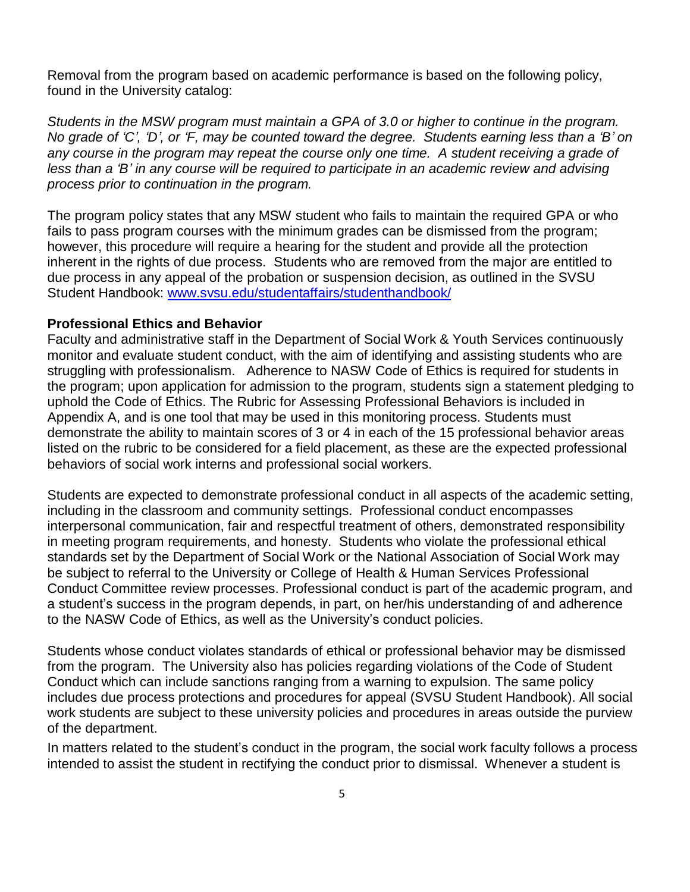Removal from the program based on academic performance is based on the following policy, found in the University catalog:

*Students in the MSW program must maintain a GPA of 3.0 or higher to continue in the program. No grade of 'C', 'D', or 'F, may be counted toward the degree. Students earning less than a 'B' on any course in the program may repeat the course only one time. A student receiving a grade of less than a 'B' in any course will be required to participate in an academic review and advising process prior to continuation in the program.*

The program policy states that any MSW student who fails to maintain the required GPA or who fails to pass program courses with the minimum grades can be dismissed from the program; however, this procedure will require a hearing for the student and provide all the protection inherent in the rights of due process. Students who are removed from the major are entitled to due process in any appeal of the probation or suspension decision, as outlined in the SVSU Student Handbook: [www.svsu.edu/studentaffairs/studenthandbook/](www.svsu.edu/studentaffairs/studenthandbook/)

**Professional Ethics and Behavior**

Faculty and administrative staff in the Department of Social Work & Youth Services continuously monitor and evaluate student conduct, with the aim of identifying and assisting students who are struggling with professionalism. Adherence to NASW Code of Ethics is required for students in the program; upon application for admission to the program, students sign a statement pledging to uphold the Code of Ethics. The Rubric for Assessing Professional Behaviors is included in Appendix A, and is one tool that may be used in this monitoring process. Students must demonstrate the ability to maintain scores of 3 or 4 in each of the 15 professional behavior areas listed on the rubric to be considered for a field placement, as these are the expected professional behaviors of social work interns and professional social workers.

Students are expected to demonstrate professional conduct in all aspects of the academic setting, including in the classroom and community settings. Professional conduct encompasses interpersonal communication, fair and respectful treatment of others, demonstrated responsibility in meeting program requirements, and honesty. Students who violate the professional ethical standards set by the Department of Social Work or the National Association of Social Work may be subject to referral to the University or College of Health & Human Services Professional Conduct Committee review processes. Professional conduct is part of the academic program, and a student's success in the program depends, in part, on her/his understanding of and adherence to the NASW Code of Ethics, as well as the University's conduct policies.

Students whose conduct violates standards of ethical or professional behavior may be dismissed from the program. The University also has policies regarding violations of the Code of Student Conduct which can include sanctions ranging from a warning to expulsion. The same policy includes due process protections and procedures for appeal (SVSU Student Handbook). All social work students are subject to these university policies and procedures in areas outside the purview of the department.

In matters related to the student's conduct in the program, the social work faculty follows a process intended to assist the student in rectifying the conduct prior to dismissal. Whenever a student is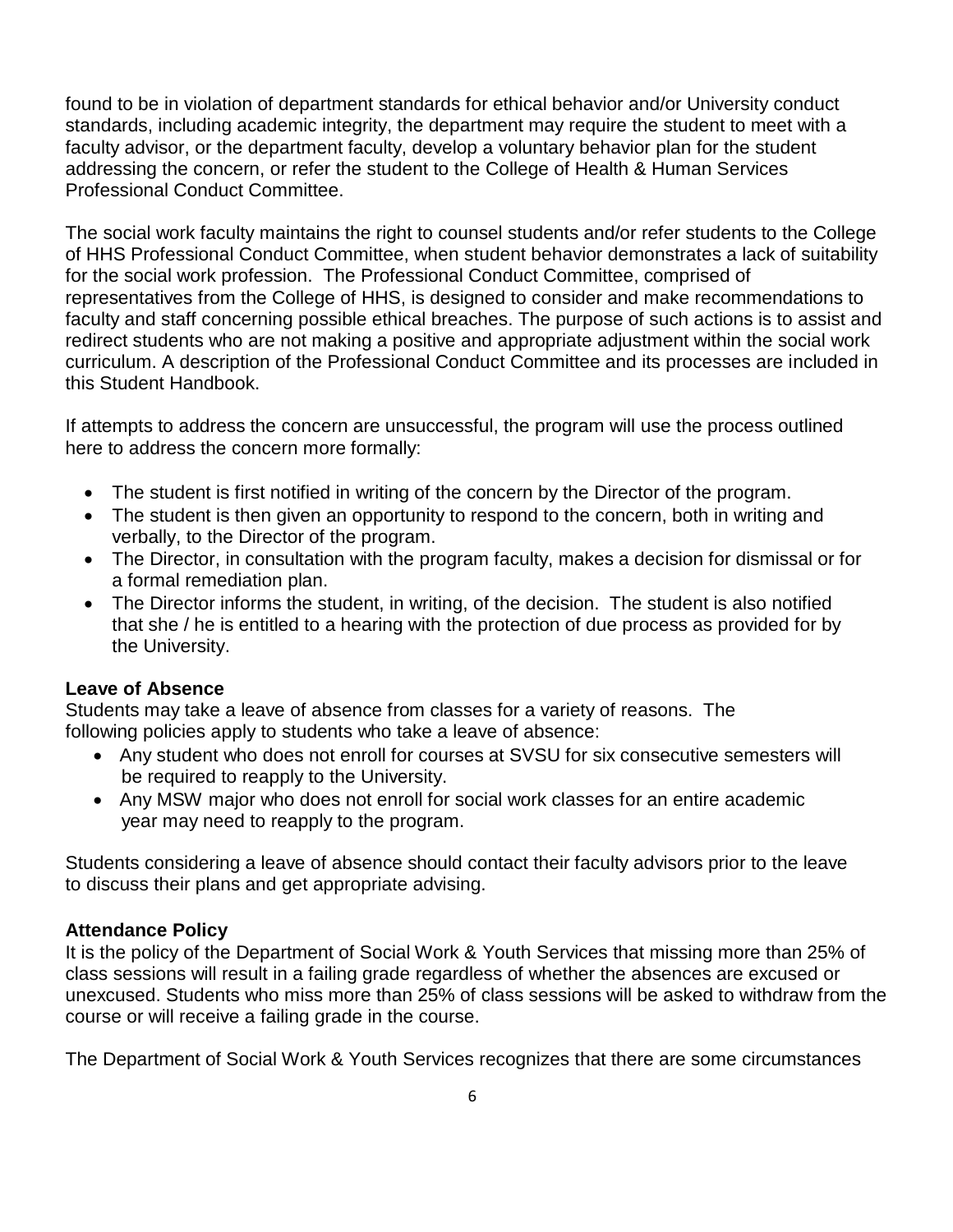found to be in violation of department standards for ethical behavior and/or University conduct standards, including academic integrity, the department may require the student to meet with a faculty advisor, or the department faculty, develop a voluntary behavior plan for the student addressing the concern, or refer the student to the College of Health & Human Services Professional Conduct Committee.

The social work faculty maintains the right to counsel students and/or refer students to the College of HHS Professional Conduct Committee, when student behavior demonstrates a lack of suitability for the social work profession. The Professional Conduct Committee, comprised of representatives from the College of HHS, is designed to consider and make recommendations to faculty and staff concerning possible ethical breaches. The purpose of such actions is to assist and redirect students who are not making a positive and appropriate adjustment within the social work curriculum. A description of the Professional Conduct Committee and its processes are included in this Student Handbook.

If attempts to address the concern are unsuccessful, the program will use the process outlined here to address the concern more formally:

- The student is first notified in writing of the concern by the Director of the program.
- The student is then given an opportunity to respond to the concern, both in writing and verbally, to the Director of the program.
- The Director, in consultation with the program faculty, makes a decision for dismissal or for a formal remediation plan.
- The Director informs the student, in writing, of the decision. The student is also notified that she / he is entitled to a hearing with the protection of due process as provided for by the University.

**Leave of Absence**

Students may take a leave of absence from classes for a variety of reasons. The following policies apply to students who take a leave of absence:

- Any student who does not enroll for courses at SVSU for six consecutive semesters will be required to reapply to the University.
- Any MSW major who does not enroll for social work classes for an entire academic year may need to reapply to the program.

Students considering a leave of absence should contact their faculty advisors prior to the leave to discuss their plans and get appropriate advising.

**Attendance Policy**

It is the policy of the Department of Social Work & Youth Services that missing more than 25% of class sessions will result in a failing grade regardless of whether the absences are excused or unexcused. Students who miss more than 25% of class sessions will be asked to withdraw from the course or will receive a failing grade in the course.

The Department of Social Work & Youth Services recognizes that there are some circumstances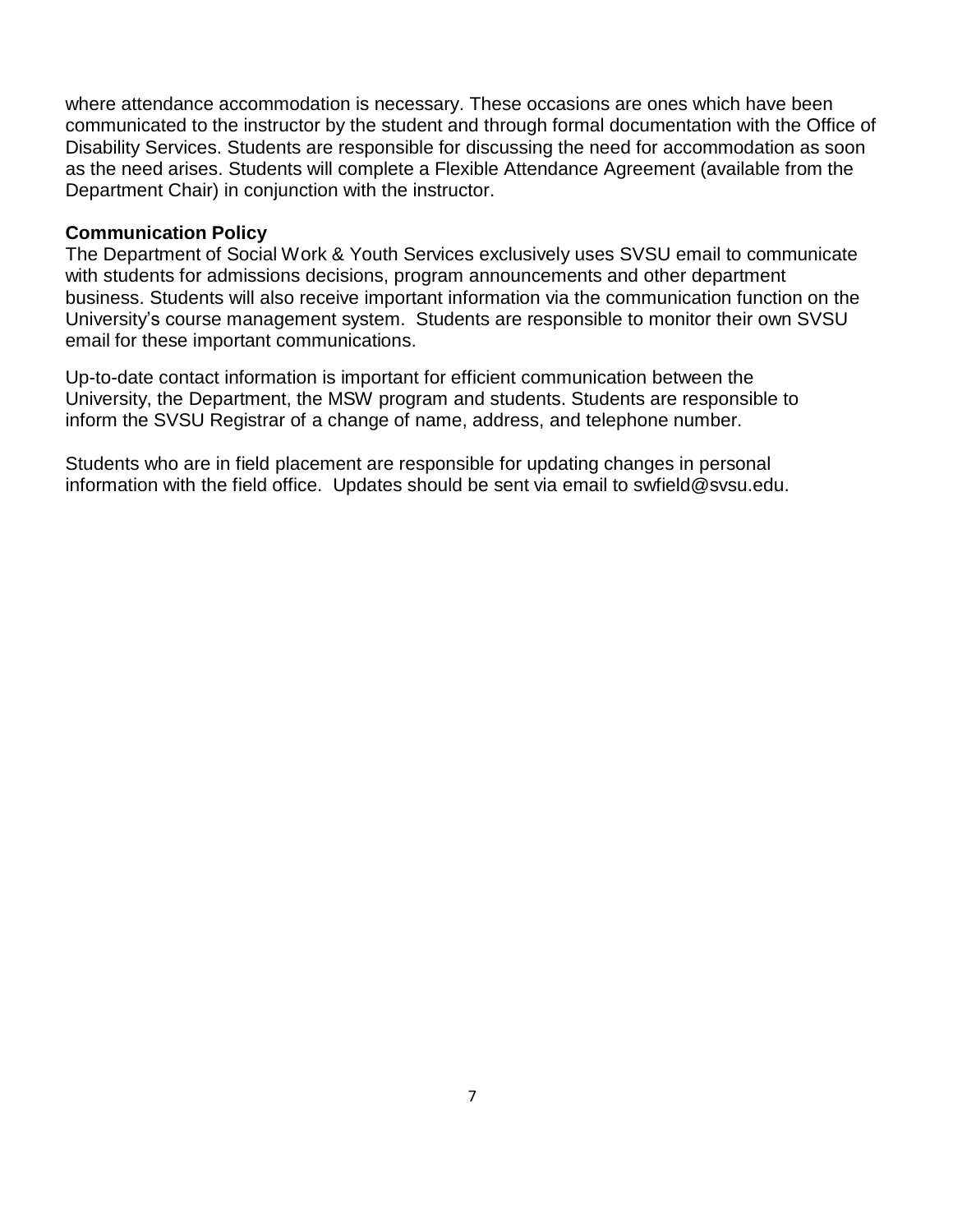where attendance accommodation is necessary. These occasions are ones which have been communicated to the instructor by the student and through formal documentation with the Office of Disability Services. Students are responsible for discussing the need for accommodation as soon as the need arises. Students will complete a Flexible Attendance Agreement (available from the Department Chair) in conjunction with the instructor.

**Communication Policy**

The Department of Social Work & Youth Services exclusively uses SVSU email to communicate with students for admissions decisions, program announcements and other department business. Students will also receive important information via the communication function on the University's course management system. Students are responsible to monitor their own SVSU email for these important communications.

Up-to-date contact information is important for efficient communication between the University, the Department, the MSW program and students. Students are responsible to inform the SVSU Registrar of a change of name, address, and telephone number.

Students who are in field placement are responsible for updating changes in personal information with the field office. Updates should be sent via email to swfield@svsu.edu.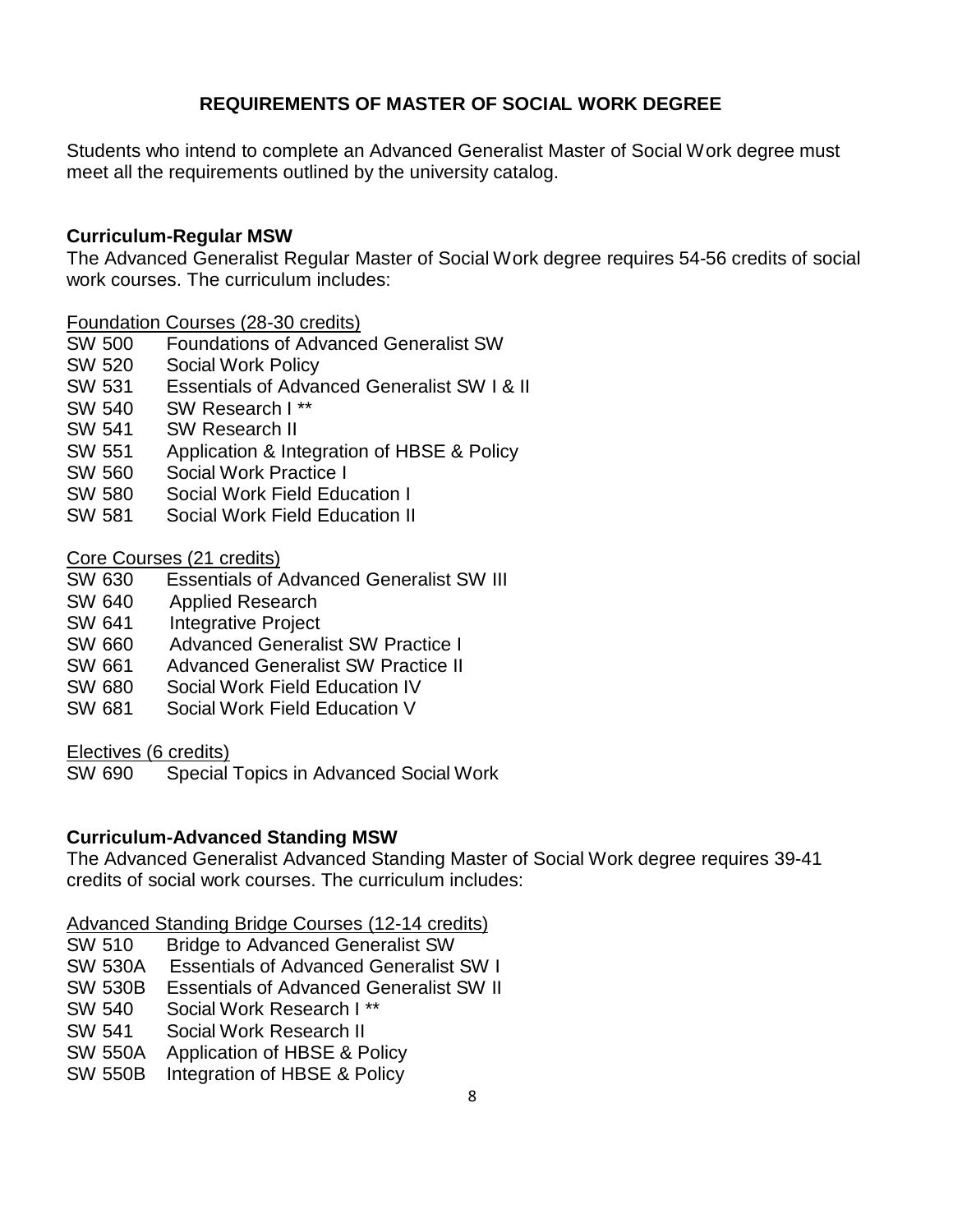## REQUIREMENTS OF MASTER OF SOCIAL WORK DEGREE

Students who intend to complete an Advanced Generalist Master of Social Work degree must meet all the requirements outlined by the university catalog.

### Curriculum-Regular MSW

The Advanced Generalist Regular Master of Social Work degree requires 54-56 credits of social work courses. The curriculum includes:

<u>Foundation Courses (28-30 credits)</u>

SW 500 Foundations of Advanced Generalist SW
SW 520 Social Work Policy
SW 531 Essentials of Advanced Generalist SW I & II
SW 540 SW Research I **
SW 541 SW Research II
SW 551 Application & Integration of HBSE & Policy
SW 560 Social Work Practice I
SW 580 Social Work Field Education I
SW 581 Social Work Field Education II

<u>Core Courses (21 credits)</u>

SW 630 Essentials of Advanced Generalist SW III
SW 640 Applied Research
SW 641 Integrative Project
SW 660 Advanced Generalist SW Practice I
SW 661 Advanced Generalist SW Practice II
SW 680 Social Work Field Education IV
SW 681 Social Work Field Education V

<u>Electives (6 credits)</u>

SW 690 Special Topics in Advanced Social Work

### Curriculum-Advanced Standing MSW

The Advanced Generalist Advanced Standing Master of Social Work degree requires 39-41 credits of social work courses. The curriculum includes:

<u>Advanced Standing Bridge Courses (12-14 credits)</u>

SW 510 Bridge to Advanced Generalist SW
SW 530A Essentials of Advanced Generalist SW I
SW 530B Essentials of Advanced Generalist SW II
SW 540 Social Work Research I **
SW 541 Social Work Research II
SW 550A Application of HBSE & Policy
SW 550B Integration of HBSE & Policy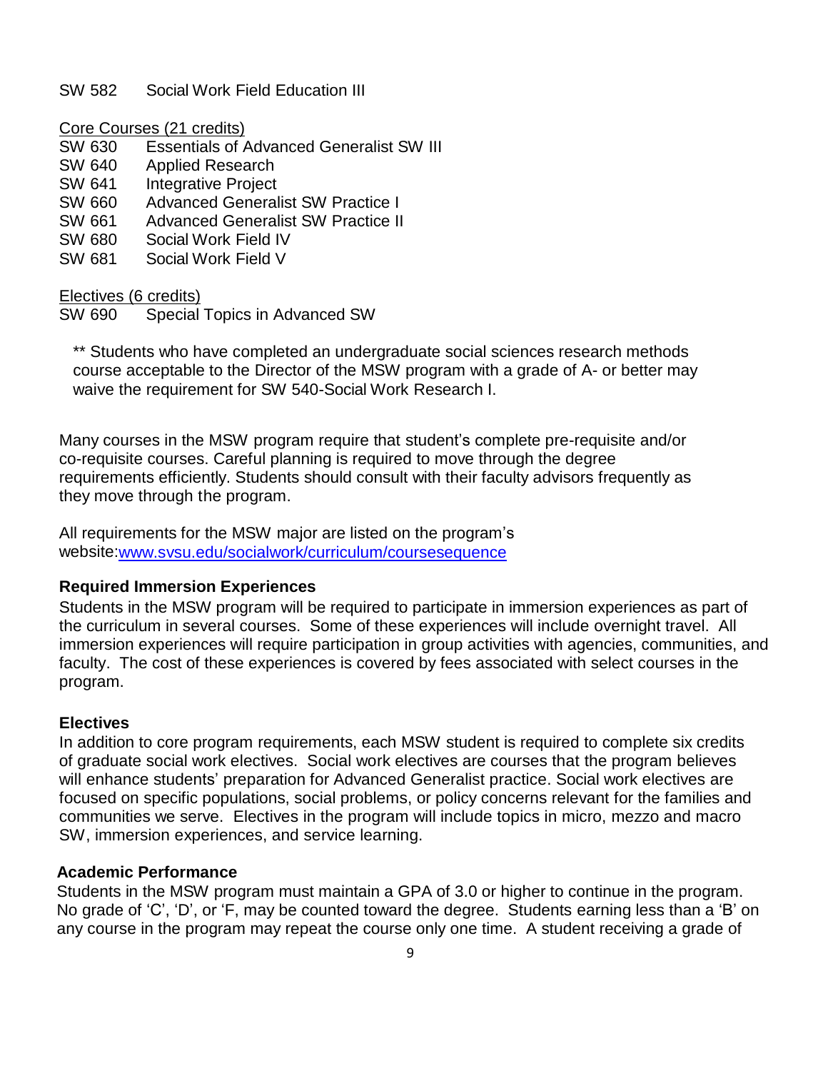SW 582 Social Work Field Education III

Core Courses (21 credits)

SW 630 Essentials of Advanced Generalist SW III
SW 640 Applied Research
SW 641 Integrative Project
SW 660 Advanced Generalist SW Practice I
SW 661 Advanced Generalist SW Practice II
SW 680 Social Work Field IV
SW 681 Social Work Field V

Electives (6 credits)

SW 690 Special Topics in Advanced SW

** Students who have completed an undergraduate social sciences research methods course acceptable to the Director of the MSW program with a grade of A- or better may waive the requirement for SW 540-Social Work Research I.

Many courses in the MSW program require that student's complete pre-requisite and/or co-requisite courses. Careful planning is required to move through the degree requirements efficiently. Students should consult with their faculty advisors frequently as they move through the program.

All requirements for the MSW major are listed on the program's website:[www.svsu.edu/socialwork/curriculum/coursesequence](http://www.svsu.edu/socialwork/curriculum/coursesequence)

### Required Immersion Experiences

Students in the MSW program will be required to participate in immersion experiences as part of the curriculum in several courses. Some of these experiences will include overnight travel. All immersion experiences will require participation in group activities with agencies, communities, and faculty. The cost of these experiences is covered by fees associated with select courses in the program.

### Electives

In addition to core program requirements, each MSW student is required to complete six credits of graduate social work electives. Social work electives are courses that the program believes will enhance students' preparation for Advanced Generalist practice. Social work electives are focused on specific populations, social problems, or policy concerns relevant for the families and communities we serve. Electives in the program will include topics in micro, mezzo and macro SW, immersion experiences, and service learning.

### Academic Performance

Students in the MSW program must maintain a GPA of 3.0 or higher to continue in the program. No grade of 'C', 'D', or 'F, may be counted toward the degree. Students earning less than a 'B' on any course in the program may repeat the course only one time. A student receiving a grade of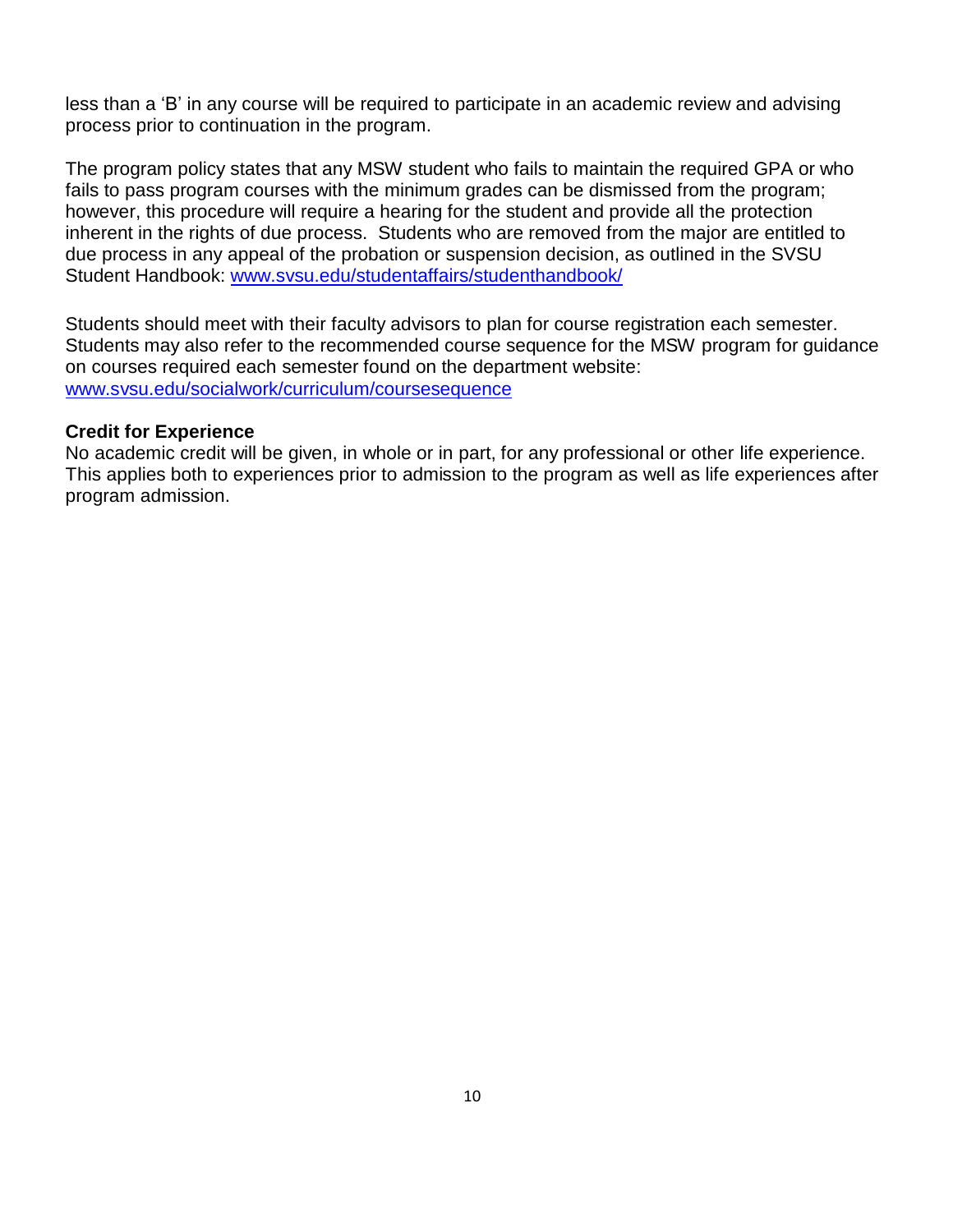less than a 'B' in any course will be required to participate in an academic review and advising process prior to continuation in the program.

The program policy states that any MSW student who fails to maintain the required GPA or who fails to pass program courses with the minimum grades can be dismissed from the program; however, this procedure will require a hearing for the student and provide all the protection inherent in the rights of due process. Students who are removed from the major are entitled to due process in any appeal of the probation or suspension decision, as outlined in the SVSU Student Handbook: [www.svsu.edu/studentaffairs/studenthandbook/](www.svsu.edu/studentaffairs/studenthandbook/)

Students should meet with their faculty advisors to plan for course registration each semester. Students may also refer to the recommended course sequence for the MSW program for guidance on courses required each semester found on the department website: [www.svsu.edu/socialwork/curriculum/coursesequence](www.svsu.edu/socialwork/curriculum/coursesequence)

**Credit for Experience**

No academic credit will be given, in whole or in part, for any professional or other life experience. This applies both to experiences prior to admission to the program as well as life experiences after program admission.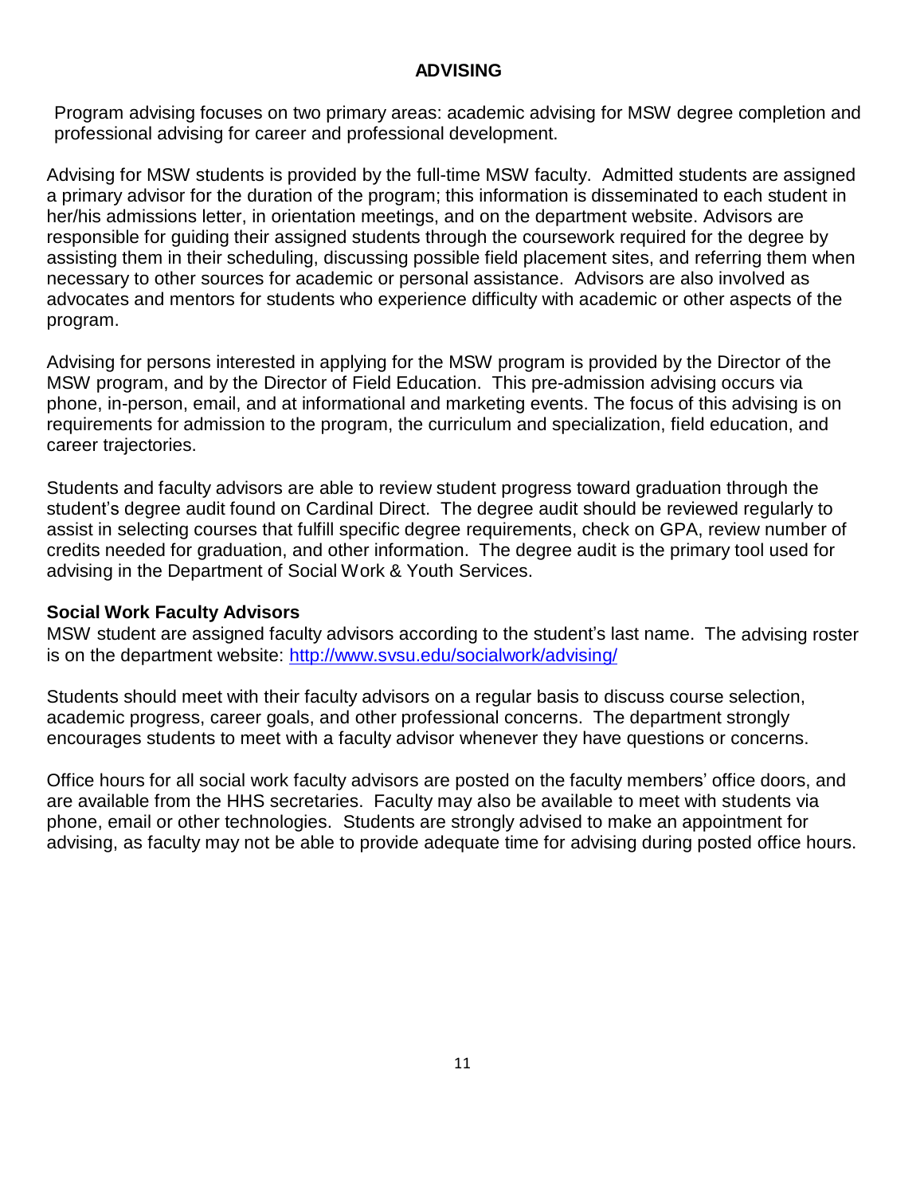## ADVISING

Program advising focuses on two primary areas: academic advising for MSW degree completion and professional advising for career and professional development.

Advising for MSW students is provided by the full-time MSW faculty. Admitted students are assigned a primary advisor for the duration of the program; this information is disseminated to each student in her/his admissions letter, in orientation meetings, and on the department website. Advisors are responsible for guiding their assigned students through the coursework required for the degree by assisting them in their scheduling, discussing possible field placement sites, and referring them when necessary to other sources for academic or personal assistance. Advisors are also involved as advocates and mentors for students who experience difficulty with academic or other aspects of the program.

Advising for persons interested in applying for the MSW program is provided by the Director of the MSW program, and by the Director of Field Education. This pre-admission advising occurs via phone, in-person, email, and at informational and marketing events. The focus of this advising is on requirements for admission to the program, the curriculum and specialization, field education, and career trajectories.

Students and faculty advisors are able to review student progress toward graduation through the student's degree audit found on Cardinal Direct. The degree audit should be reviewed regularly to assist in selecting courses that fulfill specific degree requirements, check on GPA, review number of credits needed for graduation, and other information. The degree audit is the primary tool used for advising in the Department of Social Work & Youth Services.

### Social Work Faculty Advisors

MSW student are assigned faculty advisors according to the student's last name. The advising roster is on the department website: [http://www.svsu.edu/socialwork/advising/](http://www.svsu.edu/socialwork/advising/)

Students should meet with their faculty advisors on a regular basis to discuss course selection, academic progress, career goals, and other professional concerns. The department strongly encourages students to meet with a faculty advisor whenever they have questions or concerns.

Office hours for all social work faculty advisors are posted on the faculty members' office doors, and are available from the HHS secretaries. Faculty may also be available to meet with students via phone, email or other technologies. Students are strongly advised to make an appointment for advising, as faculty may not be able to provide adequate time for advising during posted office hours.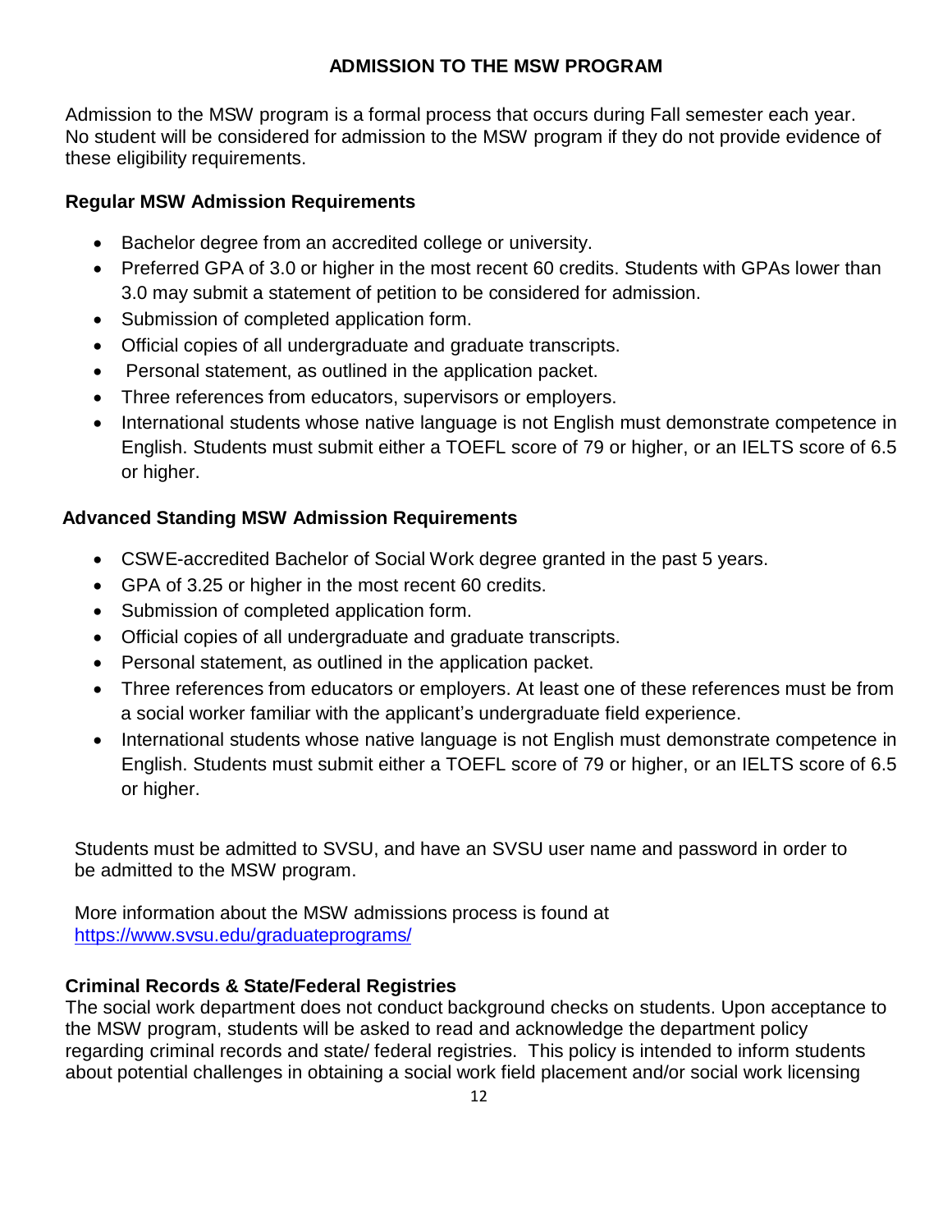## ADMISSION TO THE MSW PROGRAM

Admission to the MSW program is a formal process that occurs during Fall semester each year. No student will be considered for admission to the MSW program if they do not provide evidence of these eligibility requirements.

### Regular MSW Admission Requirements

- Bachelor degree from an accredited college or university.
- Preferred GPA of 3.0 or higher in the most recent 60 credits. Students with GPAs lower than 3.0 may submit a statement of petition to be considered for admission.
- Submission of completed application form.
- Official copies of all undergraduate and graduate transcripts.
- Personal statement, as outlined in the application packet.
- Three references from educators, supervisors or employers.
- International students whose native language is not English must demonstrate competence in English. Students must submit either a TOEFL score of 79 or higher, or an IELTS score of 6.5 or higher.

### Advanced Standing MSW Admission Requirements

- CSWE-accredited Bachelor of Social Work degree granted in the past 5 years.
- GPA of 3.25 or higher in the most recent 60 credits.
- Submission of completed application form.
- Official copies of all undergraduate and graduate transcripts.
- Personal statement, as outlined in the application packet.
- Three references from educators or employers. At least one of these references must be from a social worker familiar with the applicant's undergraduate field experience.
- International students whose native language is not English must demonstrate competence in English. Students must submit either a TOEFL score of 79 or higher, or an IELTS score of 6.5 or higher.

Students must be admitted to SVSU, and have an SVSU user name and password in order to be admitted to the MSW program.

More information about the MSW admissions process is found at [https://www.svsu.edu/graduateprograms/](https://www.svsu.edu/graduateprograms/)

### Criminal Records & State/Federal Registries

The social work department does not conduct background checks on students. Upon acceptance to the MSW program, students will be asked to read and acknowledge the department policy regarding criminal records and state/ federal registries. This policy is intended to inform students about potential challenges in obtaining a social work field placement and/or social work licensing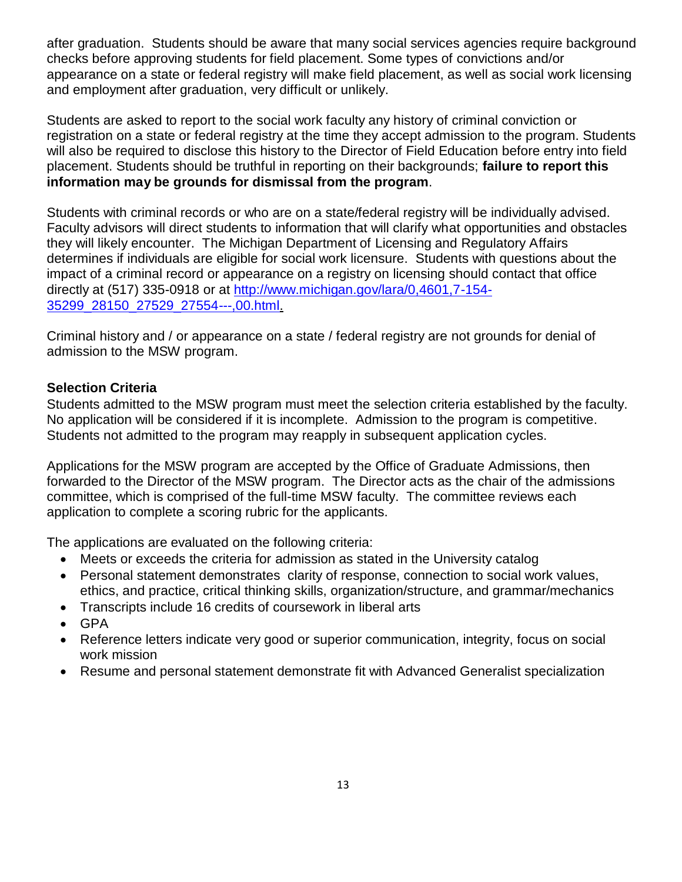after graduation. Students should be aware that many social services agencies require background checks before approving students for field placement. Some types of convictions and/or appearance on a state or federal registry will make field placement, as well as social work licensing and employment after graduation, very difficult or unlikely.

Students are asked to report to the social work faculty any history of criminal conviction or registration on a state or federal registry at the time they accept admission to the program. Students will also be required to disclose this history to the Director of Field Education before entry into field placement. Students should be truthful in reporting on their backgrounds; **failure to report this information may be grounds for dismissal from the program**.

Students with criminal records or who are on a state/federal registry will be individually advised. Faculty advisors will direct students to information that will clarify what opportunities and obstacles they will likely encounter. The Michigan Department of Licensing and Regulatory Affairs determines if individuals are eligible for social work licensure. Students with questions about the impact of a criminal record or appearance on a registry on licensing should contact that office directly at (517) 335-0918 or at [http://www.michigan.gov/lara/0,4601,7-154-35299_28150_27529_27554---,00.html](http://www.michigan.gov/lara/0,4601,7-154-35299_28150_27529_27554---,00.html).

Criminal history and / or appearance on a state / federal registry are not grounds for denial of admission to the MSW program.

**Selection Criteria**

Students admitted to the MSW program must meet the selection criteria established by the faculty. No application will be considered if it is incomplete. Admission to the program is competitive. Students not admitted to the program may reapply in subsequent application cycles.

Applications for the MSW program are accepted by the Office of Graduate Admissions, then forwarded to the Director of the MSW program. The Director acts as the chair of the admissions committee, which is comprised of the full-time MSW faculty. The committee reviews each application to complete a scoring rubric for the applicants.

The applications are evaluated on the following criteria:

- Meets or exceeds the criteria for admission as stated in the University catalog
- Personal statement demonstrates clarity of response, connection to social work values, ethics, and practice, critical thinking skills, organization/structure, and grammar/mechanics
- Transcripts include 16 credits of coursework in liberal arts
- GPA
- Reference letters indicate very good or superior communication, integrity, focus on social work mission
- Resume and personal statement demonstrate fit with Advanced Generalist specialization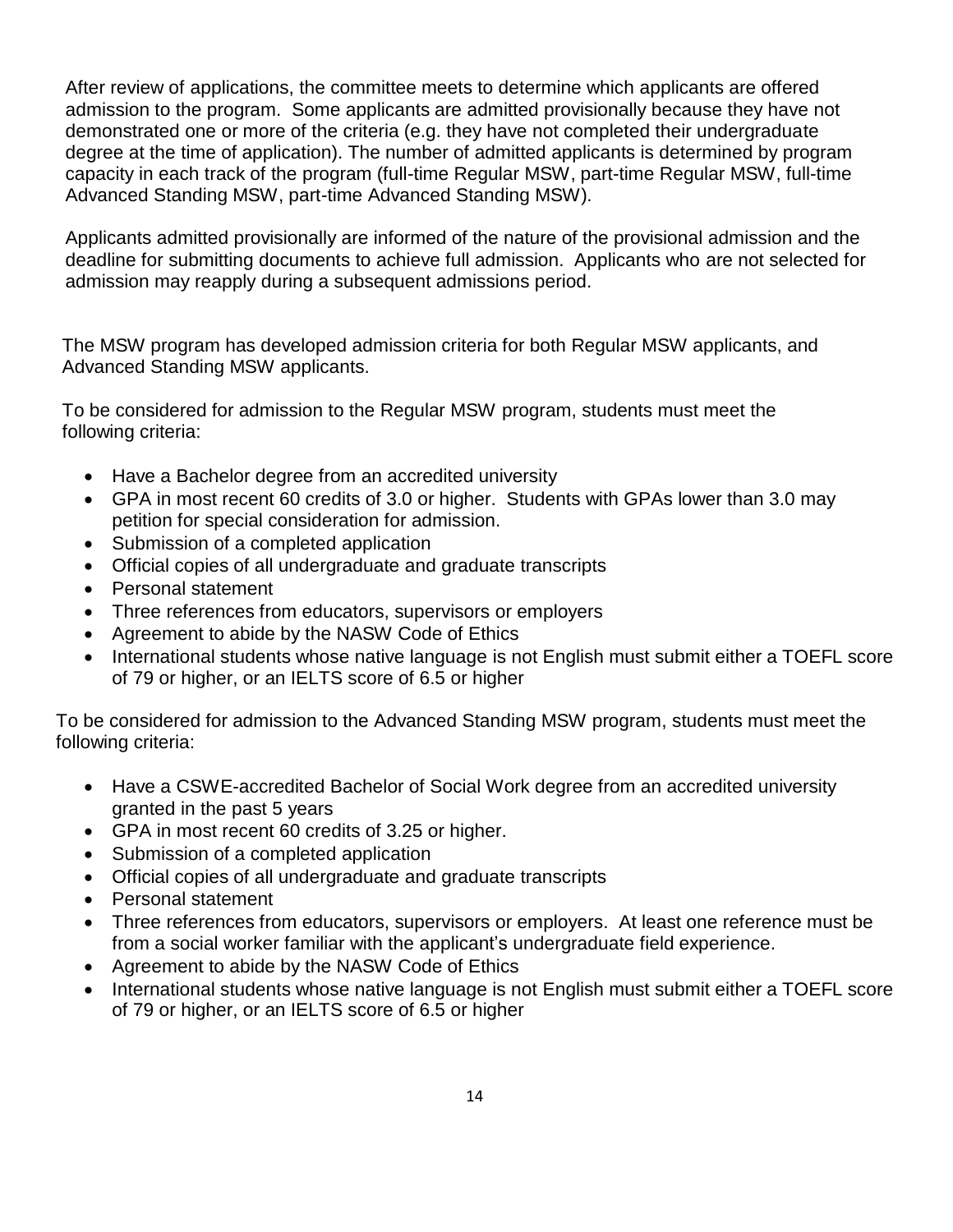After review of applications, the committee meets to determine which applicants are offered admission to the program. Some applicants are admitted provisionally because they have not demonstrated one or more of the criteria (e.g. they have not completed their undergraduate degree at the time of application). The number of admitted applicants is determined by program capacity in each track of the program (full-time Regular MSW, part-time Regular MSW, full-time Advanced Standing MSW, part-time Advanced Standing MSW).

Applicants admitted provisionally are informed of the nature of the provisional admission and the deadline for submitting documents to achieve full admission. Applicants who are not selected for admission may reapply during a subsequent admissions period.

The MSW program has developed admission criteria for both Regular MSW applicants, and Advanced Standing MSW applicants.

To be considered for admission to the Regular MSW program, students must meet the following criteria:

- Have a Bachelor degree from an accredited university
- GPA in most recent 60 credits of 3.0 or higher. Students with GPAs lower than 3.0 may petition for special consideration for admission.
- Submission of a completed application
- Official copies of all undergraduate and graduate transcripts
- Personal statement
- Three references from educators, supervisors or employers
- Agreement to abide by the NASW Code of Ethics
- International students whose native language is not English must submit either a TOEFL score of 79 or higher, or an IELTS score of 6.5 or higher

To be considered for admission to the Advanced Standing MSW program, students must meet the following criteria:

- Have a CSWE-accredited Bachelor of Social Work degree from an accredited university granted in the past 5 years
- GPA in most recent 60 credits of 3.25 or higher.
- Submission of a completed application
- Official copies of all undergraduate and graduate transcripts
- Personal statement
- Three references from educators, supervisors or employers. At least one reference must be from a social worker familiar with the applicant's undergraduate field experience.
- Agreement to abide by the NASW Code of Ethics
- International students whose native language is not English must submit either a TOEFL score of 79 or higher, or an IELTS score of 6.5 or higher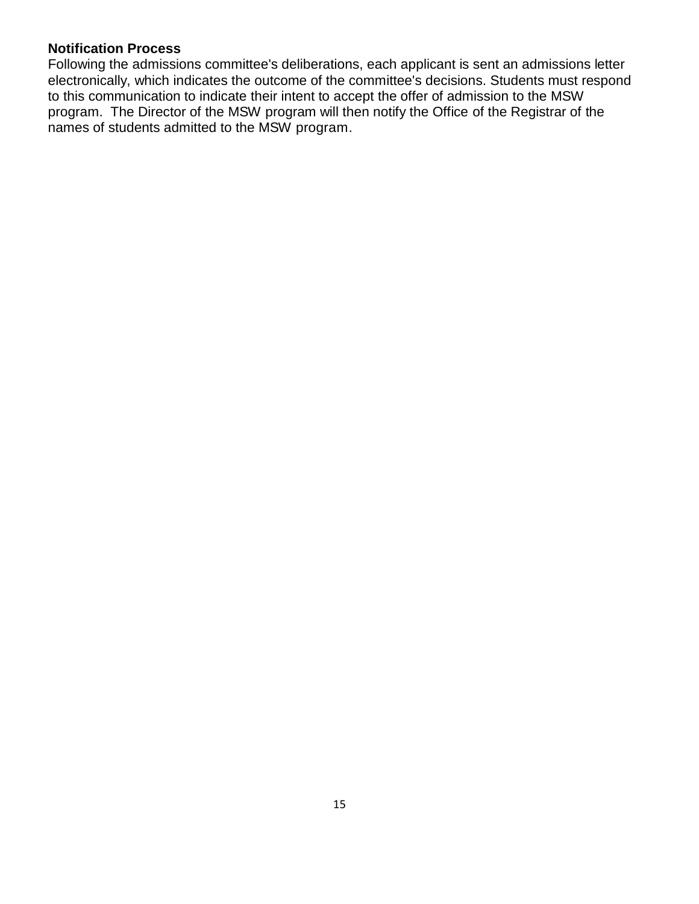**Notification Process**

Following the admissions committee's deliberations, each applicant is sent an admissions letter electronically, which indicates the outcome of the committee's decisions. Students must respond to this communication to indicate their intent to accept the offer of admission to the MSW program. The Director of the MSW program will then notify the Office of the Registrar of the names of students admitted to the MSW program.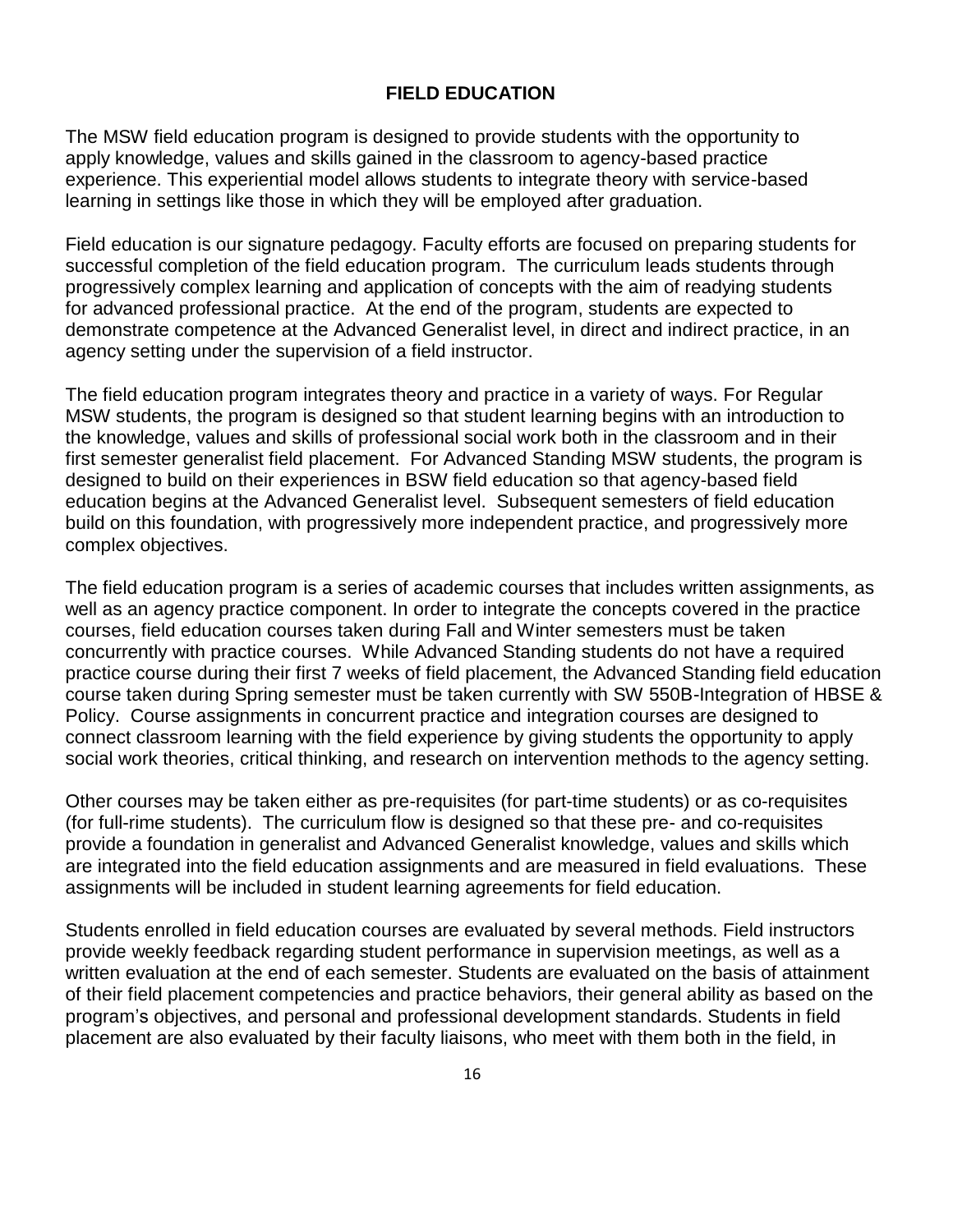# FIELD EDUCATION

The MSW field education program is designed to provide students with the opportunity to apply knowledge, values and skills gained in the classroom to agency-based practice experience. This experiential model allows students to integrate theory with service-based learning in settings like those in which they will be employed after graduation.

Field education is our signature pedagogy. Faculty efforts are focused on preparing students for successful completion of the field education program. The curriculum leads students through progressively complex learning and application of concepts with the aim of readying students for advanced professional practice. At the end of the program, students are expected to demonstrate competence at the Advanced Generalist level, in direct and indirect practice, in an agency setting under the supervision of a field instructor.

The field education program integrates theory and practice in a variety of ways. For Regular MSW students, the program is designed so that student learning begins with an introduction to the knowledge, values and skills of professional social work both in the classroom and in their first semester generalist field placement. For Advanced Standing MSW students, the program is designed to build on their experiences in BSW field education so that agency-based field education begins at the Advanced Generalist level. Subsequent semesters of field education build on this foundation, with progressively more independent practice, and progressively more complex objectives.

The field education program is a series of academic courses that includes written assignments, as well as an agency practice component. In order to integrate the concepts covered in the practice courses, field education courses taken during Fall and Winter semesters must be taken concurrently with practice courses. While Advanced Standing students do not have a required practice course during their first 7 weeks of field placement, the Advanced Standing field education course taken during Spring semester must be taken currently with SW 550B-Integration of HBSE & Policy. Course assignments in concurrent practice and integration courses are designed to connect classroom learning with the field experience by giving students the opportunity to apply social work theories, critical thinking, and research on intervention methods to the agency setting.

Other courses may be taken either as pre-requisites (for part-time students) or as co-requisites (for full-rime students). The curriculum flow is designed so that these pre- and co-requisites provide a foundation in generalist and Advanced Generalist knowledge, values and skills which are integrated into the field education assignments and are measured in field evaluations. These assignments will be included in student learning agreements for field education.

Students enrolled in field education courses are evaluated by several methods. Field instructors provide weekly feedback regarding student performance in supervision meetings, as well as a written evaluation at the end of each semester. Students are evaluated on the basis of attainment of their field placement competencies and practice behaviors, their general ability as based on the program's objectives, and personal and professional development standards. Students in field placement are also evaluated by their faculty liaisons, who meet with them both in the field, in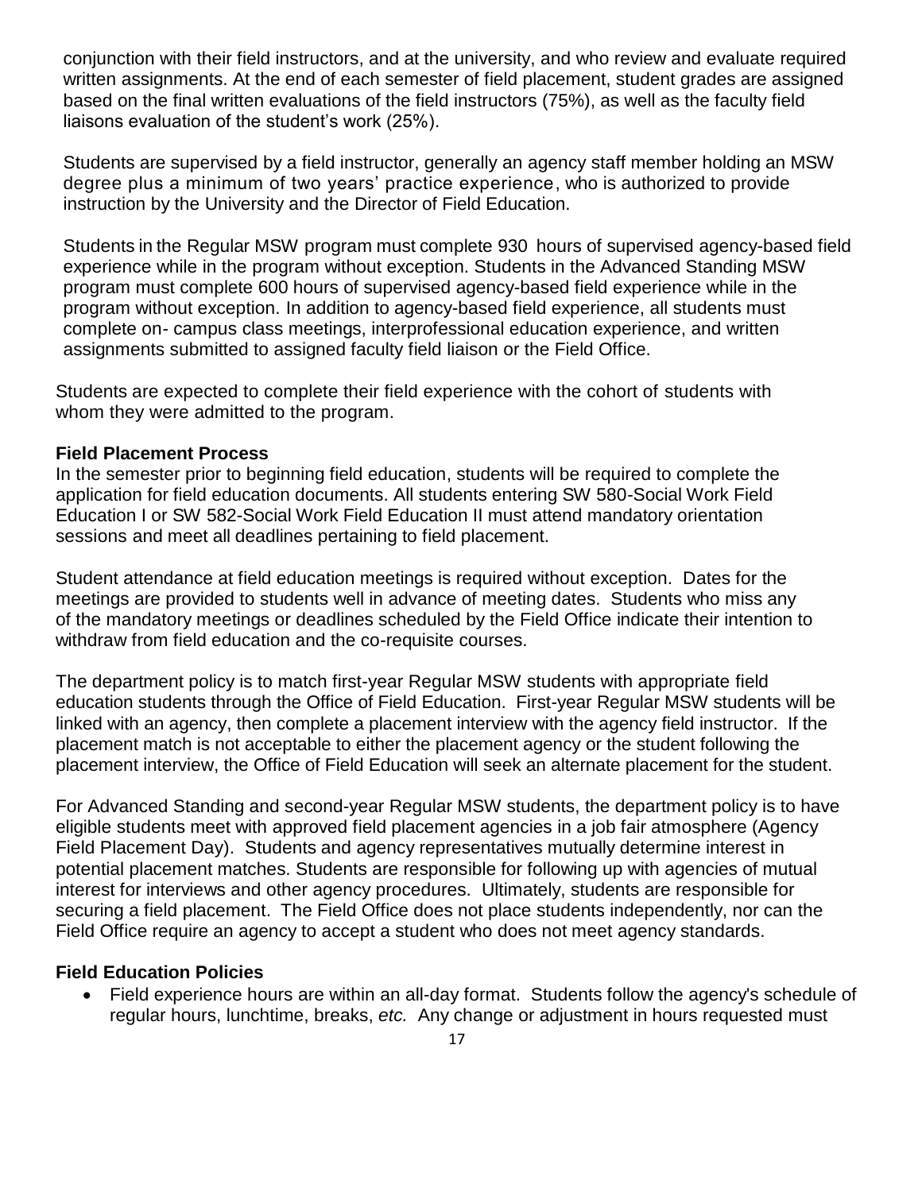conjunction with their field instructors, and at the university, and who review and evaluate required written assignments. At the end of each semester of field placement, student grades are assigned based on the final written evaluations of the field instructors (75%), as well as the faculty field liaisons evaluation of the student's work (25%).

Students are supervised by a field instructor, generally an agency staff member holding an MSW degree plus a minimum of two years' practice experience, who is authorized to provide instruction by the University and the Director of Field Education.

Students in the Regular MSW program must complete 930 hours of supervised agency-based field experience while in the program without exception. Students in the Advanced Standing MSW program must complete 600 hours of supervised agency-based field experience while in the program without exception. In addition to agency-based field experience, all students must complete on- campus class meetings, interprofessional education experience, and written assignments submitted to assigned faculty field liaison or the Field Office.

Students are expected to complete their field experience with the cohort of students with whom they were admitted to the program.

**Field Placement Process**

In the semester prior to beginning field education, students will be required to complete the application for field education documents. All students entering SW 580-Social Work Field Education I or SW 582-Social Work Field Education II must attend mandatory orientation sessions and meet all deadlines pertaining to field placement.

Student attendance at field education meetings is required without exception. Dates for the meetings are provided to students well in advance of meeting dates. Students who miss any of the mandatory meetings or deadlines scheduled by the Field Office indicate their intention to withdraw from field education and the co-requisite courses.

The department policy is to match first-year Regular MSW students with appropriate field education students through the Office of Field Education. First-year Regular MSW students will be linked with an agency, then complete a placement interview with the agency field instructor. If the placement match is not acceptable to either the placement agency or the student following the placement interview, the Office of Field Education will seek an alternate placement for the student.

For Advanced Standing and second-year Regular MSW students, the department policy is to have eligible students meet with approved field placement agencies in a job fair atmosphere (Agency Field Placement Day). Students and agency representatives mutually determine interest in potential placement matches. Students are responsible for following up with agencies of mutual interest for interviews and other agency procedures. Ultimately, students are responsible for securing a field placement. The Field Office does not place students independently, nor can the Field Office require an agency to accept a student who does not meet agency standards.

**Field Education Policies**

- Field experience hours are within an all-day format. Students follow the agency's schedule of regular hours, lunchtime, breaks, *etc.* Any change or adjustment in hours requested must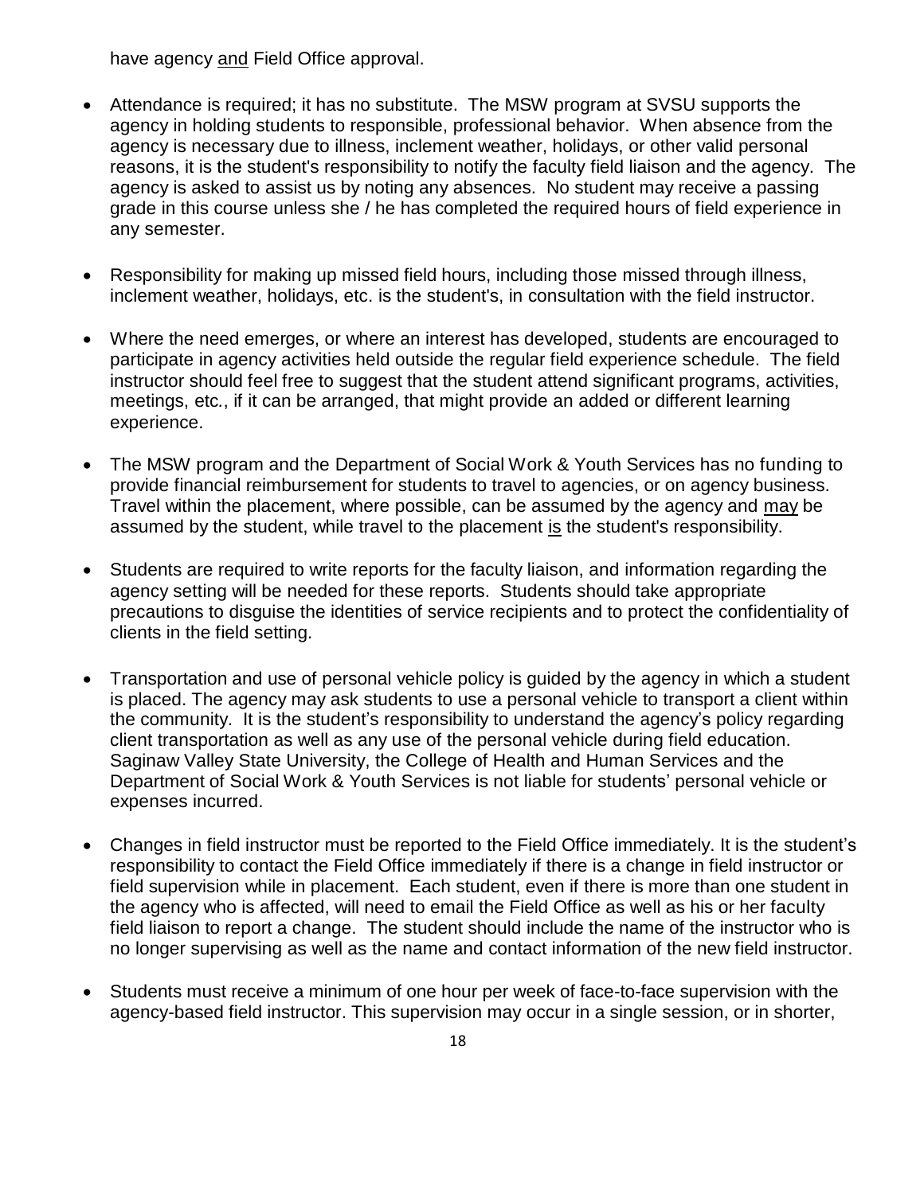have agency <u>and</u> Field Office approval.

- Attendance is required; it has no substitute. The MSW program at SVSU supports the agency in holding students to responsible, professional behavior. When absence from the agency is necessary due to illness, inclement weather, holidays, or other valid personal reasons, it is the student's responsibility to notify the faculty field liaison and the agency. The agency is asked to assist us by noting any absences. No student may receive a passing grade in this course unless she / he has completed the required hours of field experience in any semester.

- Responsibility for making up missed field hours, including those missed through illness, inclement weather, holidays, etc. is the student's, in consultation with the field instructor.

- Where the need emerges, or where an interest has developed, students are encouraged to participate in agency activities held outside the regular field experience schedule. The field instructor should feel free to suggest that the student attend significant programs, activities, meetings, etc., if it can be arranged, that might provide an added or different learning experience.

- The MSW program and the Department of Social Work & Youth Services has no funding to provide financial reimbursement for students to travel to agencies, or on agency business. Travel within the placement, where possible, can be assumed by the agency and <u>may</u> be assumed by the student, while travel to the placement <u>is</u> the student's responsibility.

- Students are required to write reports for the faculty liaison, and information regarding the agency setting will be needed for these reports. Students should take appropriate precautions to disguise the identities of service recipients and to protect the confidentiality of clients in the field setting.

- Transportation and use of personal vehicle policy is guided by the agency in which a student is placed. The agency may ask students to use a personal vehicle to transport a client within the community. It is the student's responsibility to understand the agency's policy regarding client transportation as well as any use of the personal vehicle during field education. Saginaw Valley State University, the College of Health and Human Services and the Department of Social Work & Youth Services is not liable for students' personal vehicle or expenses incurred.

- Changes in field instructor must be reported to the Field Office immediately. It is the student's responsibility to contact the Field Office immediately if there is a change in field instructor or field supervision while in placement. Each student, even if there is more than one student in the agency who is affected, will need to email the Field Office as well as his or her faculty field liaison to report a change. The student should include the name of the instructor who is no longer supervising as well as the name and contact information of the new field instructor.

- Students must receive a minimum of one hour per week of face-to-face supervision with the agency-based field instructor. This supervision may occur in a single session, or in shorter,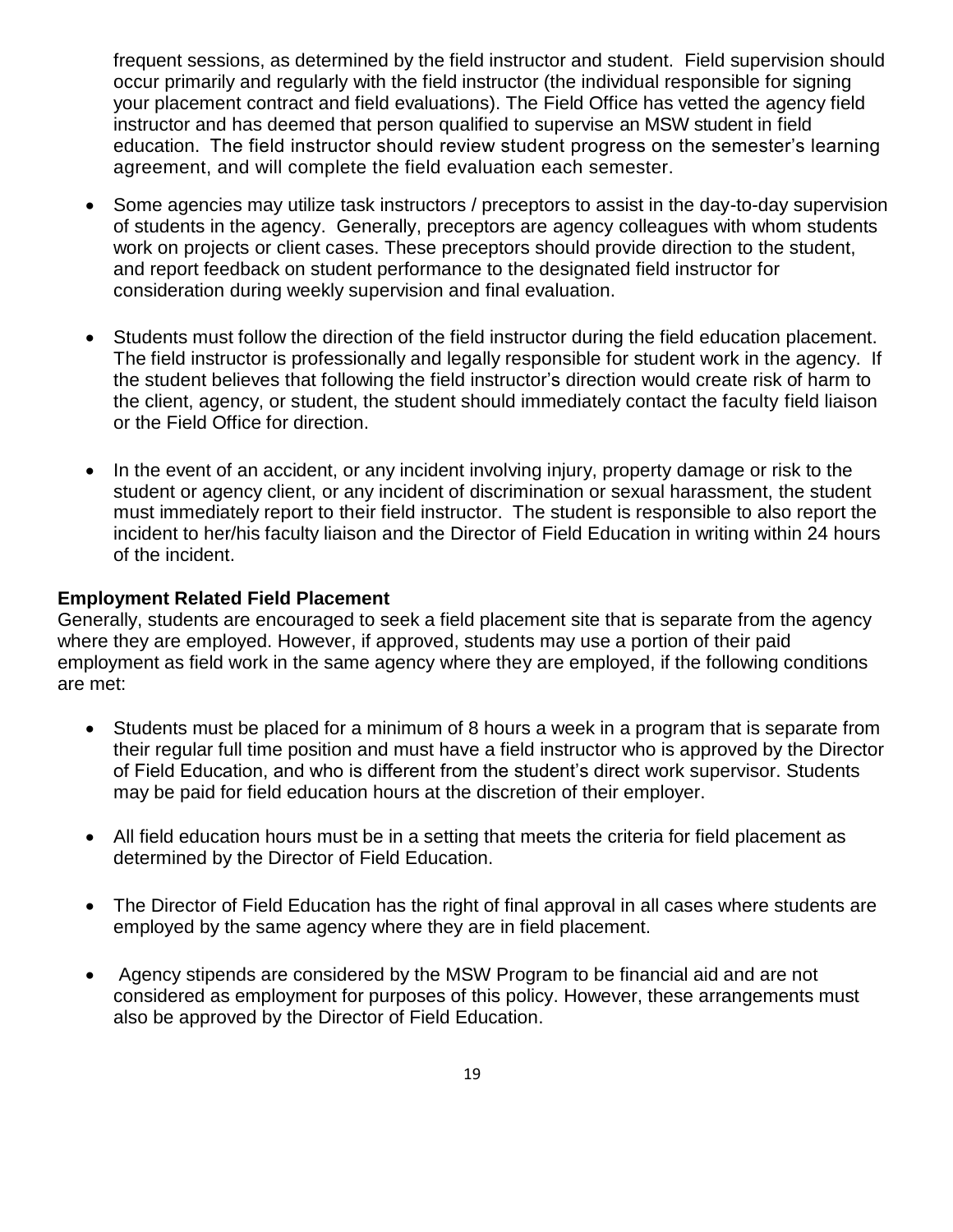frequent sessions, as determined by the field instructor and student. Field supervision should occur primarily and regularly with the field instructor (the individual responsible for signing your placement contract and field evaluations). The Field Office has vetted the agency field instructor and has deemed that person qualified to supervise an MSW student in field education. The field instructor should review student progress on the semester's learning agreement, and will complete the field evaluation each semester.

- Some agencies may utilize task instructors / preceptors to assist in the day-to-day supervision of students in the agency. Generally, preceptors are agency colleagues with whom students work on projects or client cases. These preceptors should provide direction to the student, and report feedback on student performance to the designated field instructor for consideration during weekly supervision and final evaluation.

- Students must follow the direction of the field instructor during the field education placement. The field instructor is professionally and legally responsible for student work in the agency. If the student believes that following the field instructor's direction would create risk of harm to the client, agency, or student, the student should immediately contact the faculty field liaison or the Field Office for direction.

- In the event of an accident, or any incident involving injury, property damage or risk to the student or agency client, or any incident of discrimination or sexual harassment, the student must immediately report to their field instructor. The student is responsible to also report the incident to her/his faculty liaison and the Director of Field Education in writing within 24 hours of the incident.

**Employment Related Field Placement**

Generally, students are encouraged to seek a field placement site that is separate from the agency where they are employed. However, if approved, students may use a portion of their paid employment as field work in the same agency where they are employed, if the following conditions are met:

- Students must be placed for a minimum of 8 hours a week in a program that is separate from their regular full time position and must have a field instructor who is approved by the Director of Field Education, and who is different from the student's direct work supervisor. Students may be paid for field education hours at the discretion of their employer.

- All field education hours must be in a setting that meets the criteria for field placement as determined by the Director of Field Education.

- The Director of Field Education has the right of final approval in all cases where students are employed by the same agency where they are in field placement.

- Agency stipends are considered by the MSW Program to be financial aid and are not considered as employment for purposes of this policy. However, these arrangements must also be approved by the Director of Field Education.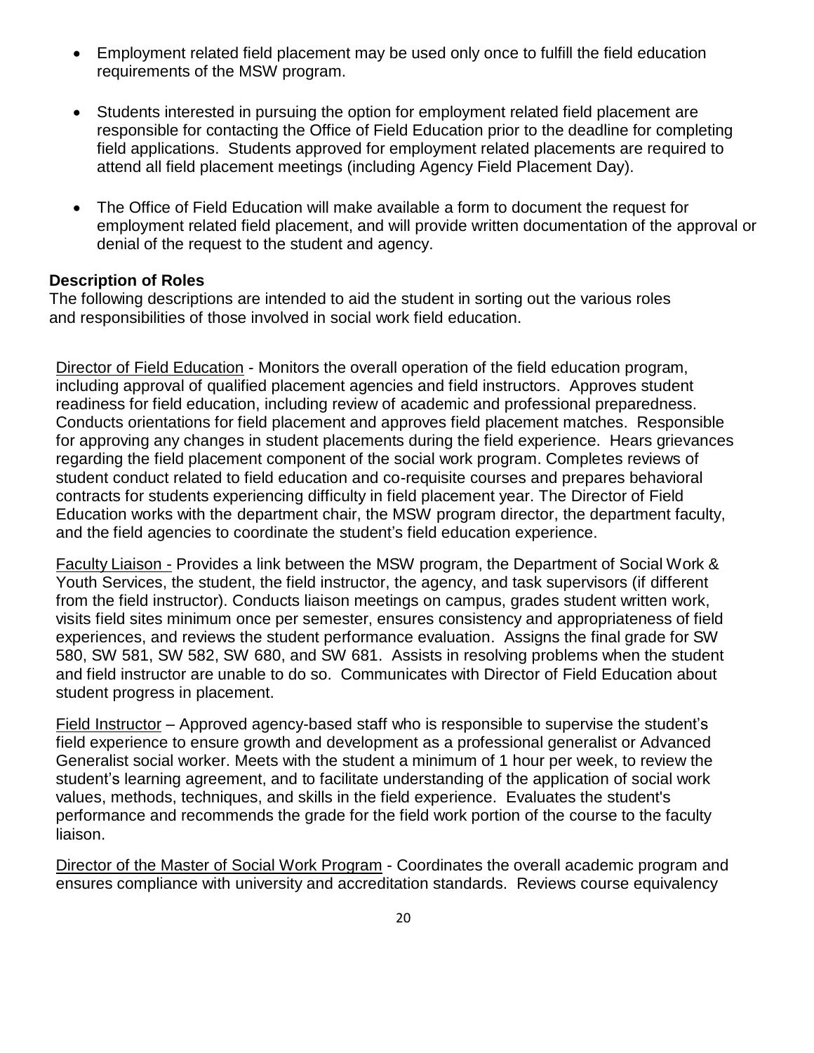- Employment related field placement may be used only once to fulfill the field education requirements of the MSW program.

- Students interested in pursuing the option for employment related field placement are responsible for contacting the Office of Field Education prior to the deadline for completing field applications. Students approved for employment related placements are required to attend all field placement meetings (including Agency Field Placement Day).

- The Office of Field Education will make available a form to document the request for employment related field placement, and will provide written documentation of the approval or denial of the request to the student and agency.

**Description of Roles**

The following descriptions are intended to aid the student in sorting out the various roles and responsibilities of those involved in social work field education.

Director of Field Education - Monitors the overall operation of the field education program, including approval of qualified placement agencies and field instructors. Approves student readiness for field education, including review of academic and professional preparedness. Conducts orientations for field placement and approves field placement matches. Responsible for approving any changes in student placements during the field experience. Hears grievances regarding the field placement component of the social work program. Completes reviews of student conduct related to field education and co-requisite courses and prepares behavioral contracts for students experiencing difficulty in field placement year. The Director of Field Education works with the department chair, the MSW program director, the department faculty, and the field agencies to coordinate the student's field education experience.

Faculty Liaison - Provides a link between the MSW program, the Department of Social Work & Youth Services, the student, the field instructor, the agency, and task supervisors (if different from the field instructor). Conducts liaison meetings on campus, grades student written work, visits field sites minimum once per semester, ensures consistency and appropriateness of field experiences, and reviews the student performance evaluation. Assigns the final grade for SW 580, SW 581, SW 582, SW 680, and SW 681. Assists in resolving problems when the student and field instructor are unable to do so. Communicates with Director of Field Education about student progress in placement.

Field Instructor – Approved agency-based staff who is responsible to supervise the student's field experience to ensure growth and development as a professional generalist or Advanced Generalist social worker. Meets with the student a minimum of 1 hour per week, to review the student's learning agreement, and to facilitate understanding of the application of social work values, methods, techniques, and skills in the field experience. Evaluates the student's performance and recommends the grade for the field work portion of the course to the faculty liaison.

Director of the Master of Social Work Program - Coordinates the overall academic program and ensures compliance with university and accreditation standards. Reviews course equivalency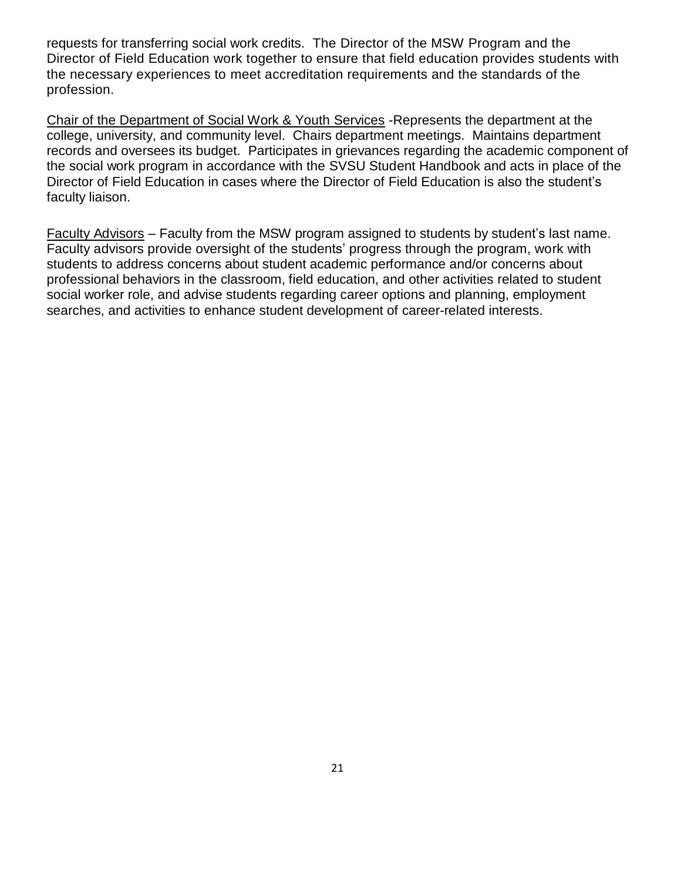requests for transferring social work credits. The Director of the MSW Program and the Director of Field Education work together to ensure that field education provides students with the necessary experiences to meet accreditation requirements and the standards of the profession.

<u>Chair of the Department of Social Work & Youth Services</u> -Represents the department at the college, university, and community level. Chairs department meetings. Maintains department records and oversees its budget. Participates in grievances regarding the academic component of the social work program in accordance with the SVSU Student Handbook and acts in place of the Director of Field Education in cases where the Director of Field Education is also the student's faculty liaison.

<u>Faculty Advisors</u> – Faculty from the MSW program assigned to students by student's last name. Faculty advisors provide oversight of the students' progress through the program, work with students to address concerns about student academic performance and/or concerns about professional behaviors in the classroom, field education, and other activities related to student social worker role, and advise students regarding career options and planning, employment searches, and activities to enhance student development of career-related interests.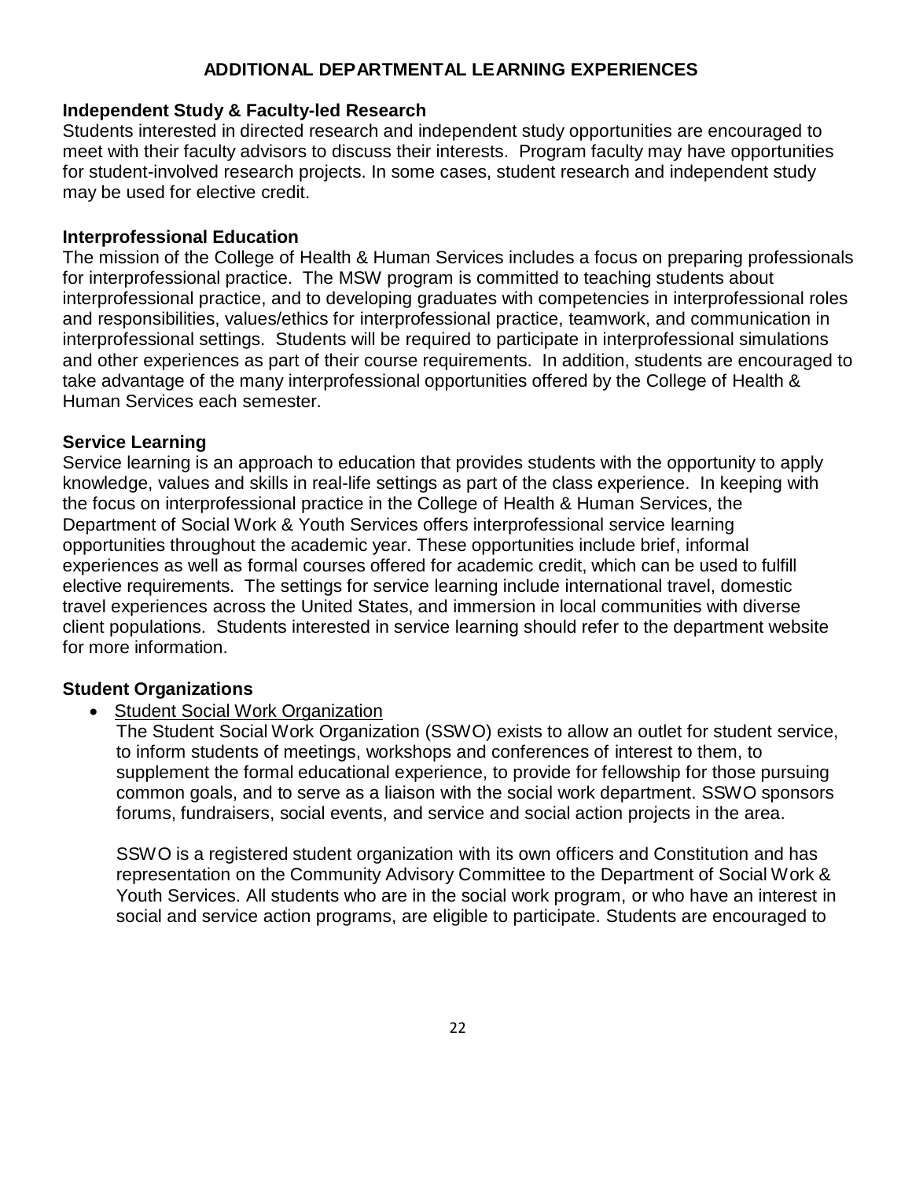## ADDITIONAL DEPARTMENTAL LEARNING EXPERIENCES

### Independent Study & Faculty-led Research

Students interested in directed research and independent study opportunities are encouraged to meet with their faculty advisors to discuss their interests. Program faculty may have opportunities for student-involved research projects. In some cases, student research and independent study may be used for elective credit.

### Interprofessional Education

The mission of the College of Health & Human Services includes a focus on preparing professionals for interprofessional practice. The MSW program is committed to teaching students about interprofessional practice, and to developing graduates with competencies in interprofessional roles and responsibilities, values/ethics for interprofessional practice, teamwork, and communication in interprofessional settings. Students will be required to participate in interprofessional simulations and other experiences as part of their course requirements. In addition, students are encouraged to take advantage of the many interprofessional opportunities offered by the College of Health & Human Services each semester.

### Service Learning

Service learning is an approach to education that provides students with the opportunity to apply knowledge, values and skills in real-life settings as part of the class experience. In keeping with the focus on interprofessional practice in the College of Health & Human Services, the Department of Social Work & Youth Services offers interprofessional service learning opportunities throughout the academic year. These opportunities include brief, informal experiences as well as formal courses offered for academic credit, which can be used to fulfill elective requirements. The settings for service learning include international travel, domestic travel experiences across the United States, and immersion in local communities with diverse client populations. Students interested in service learning should refer to the department website for more information.

### Student Organizations

- Student Social Work Organization

  The Student Social Work Organization (SSWO) exists to allow an outlet for student service, to inform students of meetings, workshops and conferences of interest to them, to supplement the formal educational experience, to provide for fellowship for those pursuing common goals, and to serve as a liaison with the social work department. SSWO sponsors forums, fundraisers, social events, and service and social action projects in the area.

  SSWO is a registered student organization with its own officers and Constitution and has representation on the Community Advisory Committee to the Department of Social Work & Youth Services. All students who are in the social work program, or who have an interest in social and service action programs, are eligible to participate. Students are encouraged to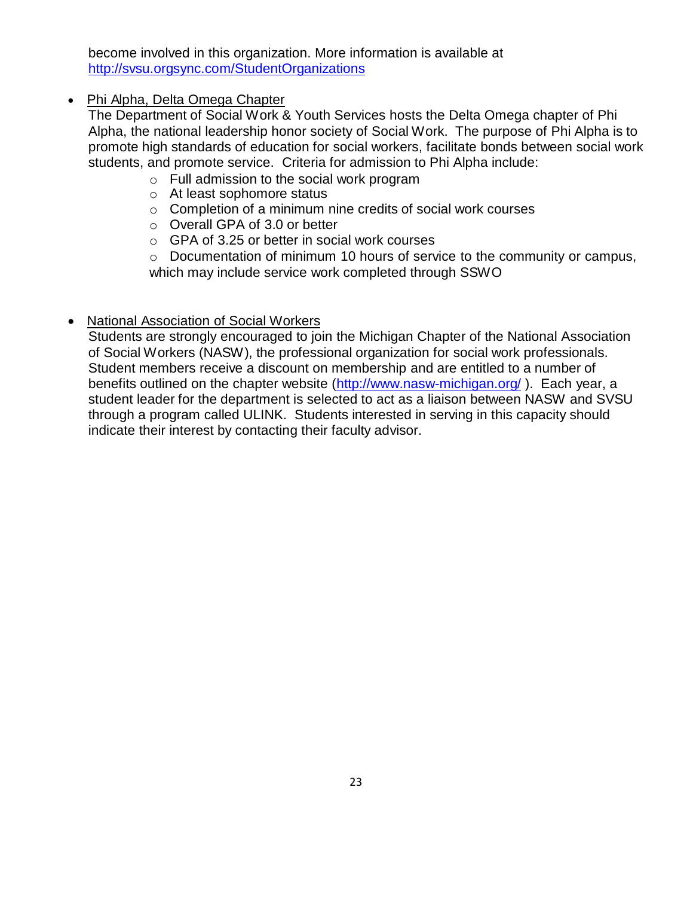become involved in this organization. More information is available at http://svsu.orgsync.com/StudentOrganizations

- Phi Alpha, Delta Omega Chapter

  The Department of Social Work & Youth Services hosts the Delta Omega chapter of Phi Alpha, the national leadership honor society of Social Work. The purpose of Phi Alpha is to promote high standards of education for social workers, facilitate bonds between social work students, and promote service. Criteria for admission to Phi Alpha include:

  - Full admission to the social work program
  - At least sophomore status
  - Completion of a minimum nine credits of social work courses
  - Overall GPA of 3.0 or better
  - GPA of 3.25 or better in social work courses
  - Documentation of minimum 10 hours of service to the community or campus, which may include service work completed through SSWO

- National Association of Social Workers

  Students are strongly encouraged to join the Michigan Chapter of the National Association of Social Workers (NASW), the professional organization for social work professionals. Student members receive a discount on membership and are entitled to a number of benefits outlined on the chapter website (http://www.nasw-michigan.org/ ). Each year, a student leader for the department is selected to act as a liaison between NASW and SVSU through a program called ULINK. Students interested in serving in this capacity should indicate their interest by contacting their faculty advisor.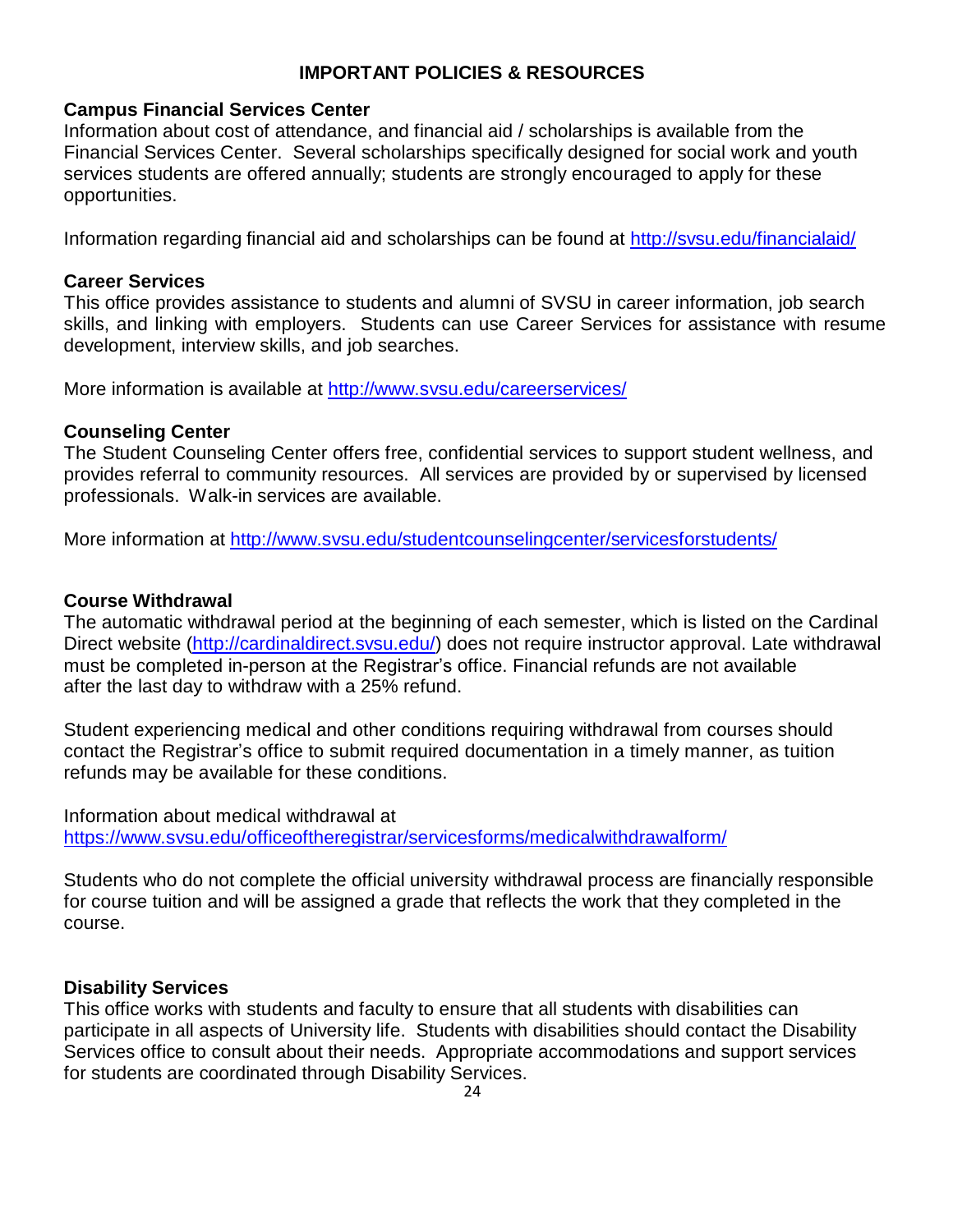## IMPORTANT POLICIES & RESOURCES

**Campus Financial Services Center**

Information about cost of attendance, and financial aid / scholarships is available from the Financial Services Center. Several scholarships specifically designed for social work and youth services students are offered annually; students are strongly encouraged to apply for these opportunities.

Information regarding financial aid and scholarships can be found at http://svsu.edu/financialaid/

**Career Services**

This office provides assistance to students and alumni of SVSU in career information, job search skills, and linking with employers. Students can use Career Services for assistance with resume development, interview skills, and job searches.

More information is available at http://www.svsu.edu/careerservices/

**Counseling Center**

The Student Counseling Center offers free, confidential services to support student wellness, and provides referral to community resources. All services are provided by or supervised by licensed professionals. Walk-in services are available.

More information at http://www.svsu.edu/studentcounselingcenter/servicesforstudents/

**Course Withdrawal**

The automatic withdrawal period at the beginning of each semester, which is listed on the Cardinal Direct website (http://cardinaldirect.svsu.edu/) does not require instructor approval. Late withdrawal must be completed in-person at the Registrar's office. Financial refunds are not available after the last day to withdraw with a 25% refund.

Student experiencing medical and other conditions requiring withdrawal from courses should contact the Registrar's office to submit required documentation in a timely manner, as tuition refunds may be available for these conditions.

Information about medical withdrawal at
https://www.svsu.edu/officeoftheregistrar/servicesforms/medicalwithdrawalform/

Students who do not complete the official university withdrawal process are financially responsible for course tuition and will be assigned a grade that reflects the work that they completed in the course.

**Disability Services**

This office works with students and faculty to ensure that all students with disabilities can participate in all aspects of University life. Students with disabilities should contact the Disability Services office to consult about their needs. Appropriate accommodations and support services for students are coordinated through Disability Services.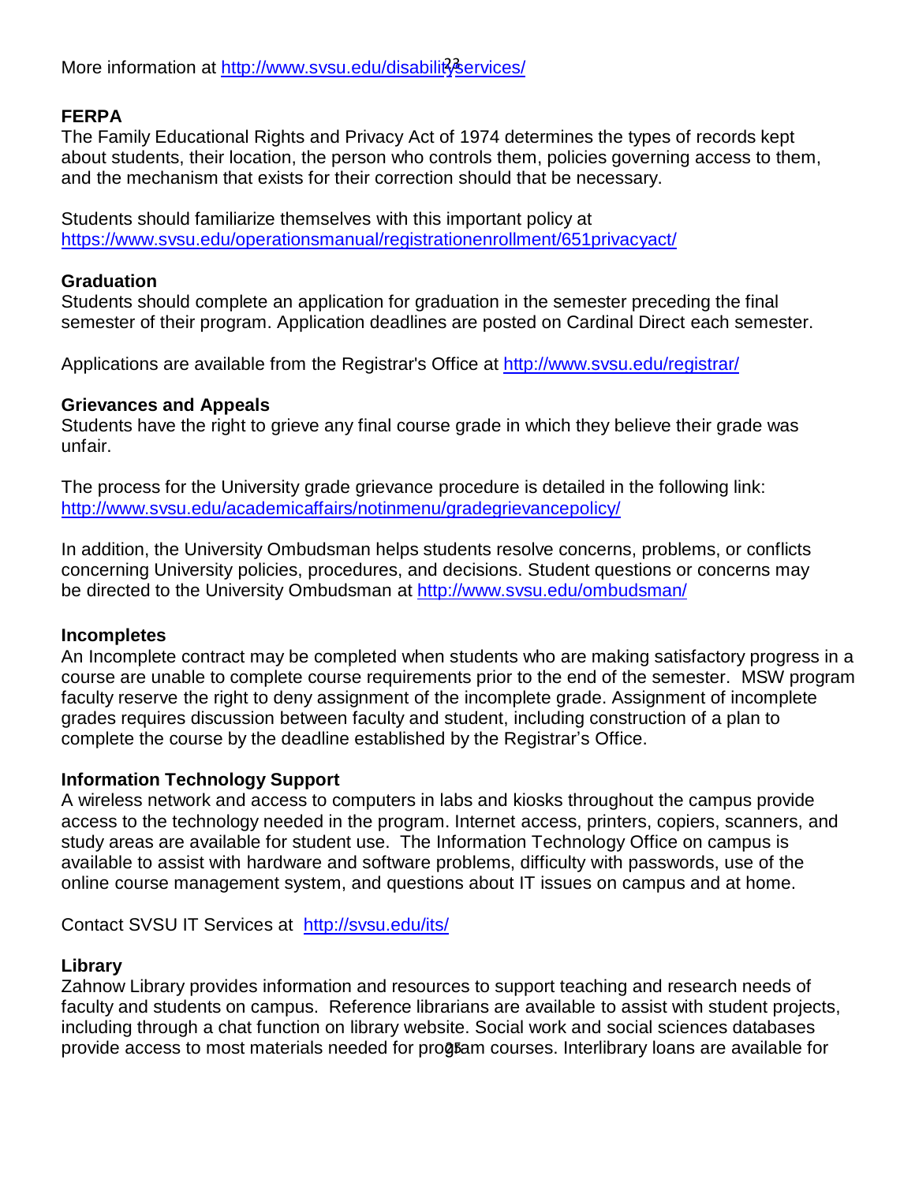More information at http://www.svsu.edu/disabilityservices/

**FERPA**
The Family Educational Rights and Privacy Act of 1974 determines the types of records kept about students, their location, the person who controls them, policies governing access to them, and the mechanism that exists for their correction should that be necessary.

Students should familiarize themselves with this important policy at https://www.svsu.edu/operationsmanual/registrationenrollment/651privacyact/

**Graduation**
Students should complete an application for graduation in the semester preceding the final semester of their program. Application deadlines are posted on Cardinal Direct each semester.

Applications are available from the Registrar's Office at http://www.svsu.edu/registrar/

**Grievances and Appeals**
Students have the right to grieve any final course grade in which they believe their grade was unfair.

The process for the University grade grievance procedure is detailed in the following link: http://www.svsu.edu/academicaffairs/notinmenu/gradegrievancepolicy/

In addition, the University Ombudsman helps students resolve concerns, problems, or conflicts concerning University policies, procedures, and decisions. Student questions or concerns may be directed to the University Ombudsman at http://www.svsu.edu/ombudsman/

**Incompletes**
An Incomplete contract may be completed when students who are making satisfactory progress in a course are unable to complete course requirements prior to the end of the semester. MSW program faculty reserve the right to deny assignment of the incomplete grade. Assignment of incomplete grades requires discussion between faculty and student, including construction of a plan to complete the course by the deadline established by the Registrar's Office.

**Information Technology Support**
A wireless network and access to computers in labs and kiosks throughout the campus provide access to the technology needed in the program. Internet access, printers, copiers, scanners, and study areas are available for student use. The Information Technology Office on campus is available to assist with hardware and software problems, difficulty with passwords, use of the online course management system, and questions about IT issues on campus and at home.

Contact SVSU IT Services at http://svsu.edu/its/

**Library**
Zahnow Library provides information and resources to support teaching and research needs of faculty and students on campus. Reference librarians are available to assist with student projects, including through a chat function on library website. Social work and social sciences databases provide access to most materials needed for program courses. Interlibrary loans are available for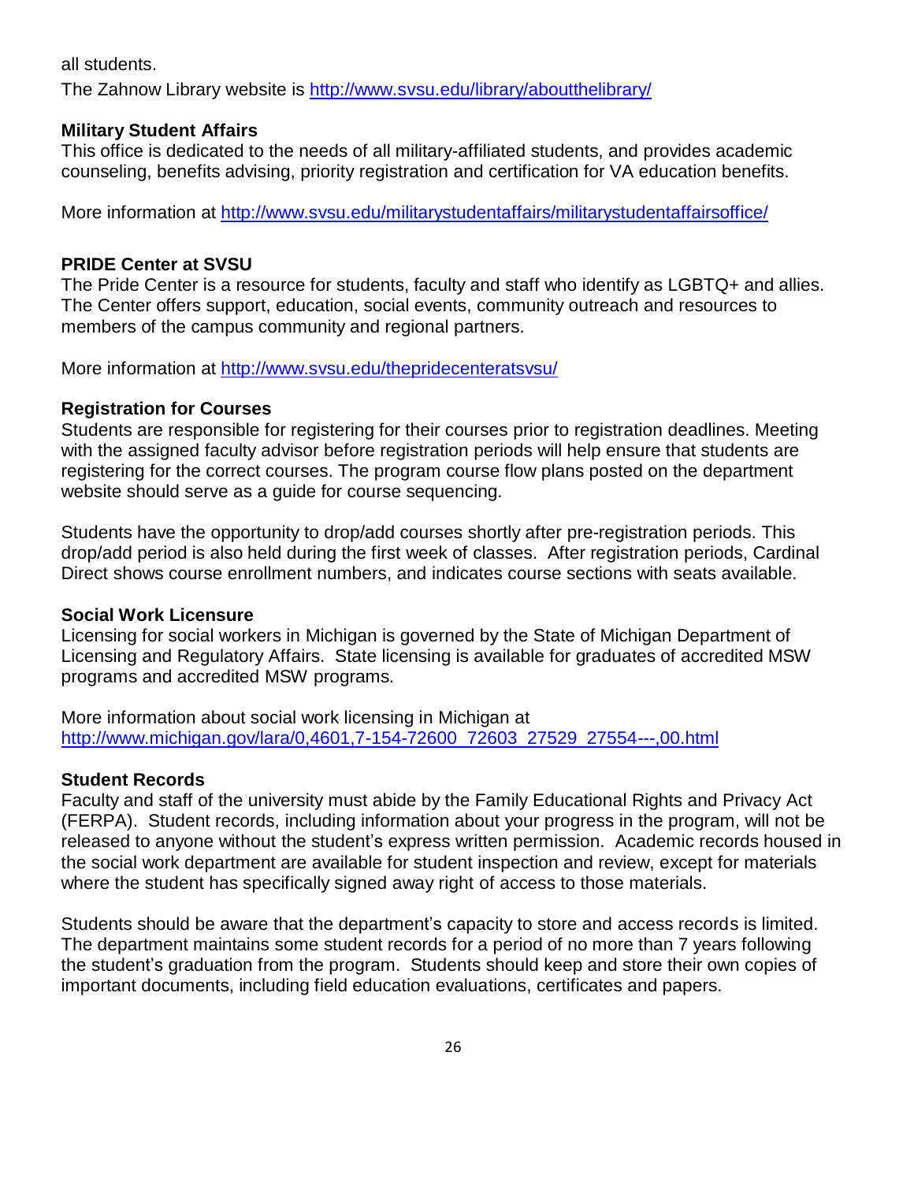all students.

The Zahnow Library website is [http://www.svsu.edu/library/aboutthelibrary/](http://www.svsu.edu/library/aboutthelibrary/)

**Military Student Affairs**
This office is dedicated to the needs of all military-affiliated students, and provides academic counseling, benefits advising, priority registration and certification for VA education benefits.

More information at [http://www.svsu.edu/militarystudentaffairs/militarystudentaffairsoffice/](http://www.svsu.edu/militarystudentaffairs/militarystudentaffairsoffice/)

**PRIDE Center at SVSU**
The Pride Center is a resource for students, faculty and staff who identify as LGBTQ+ and allies. The Center offers support, education, social events, community outreach and resources to members of the campus community and regional partners.

More information at [http://www.svsu.edu/thepridecenteratsvsu/](http://www.svsu.edu/thepridecenteratsvsu/)

**Registration for Courses**
Students are responsible for registering for their courses prior to registration deadlines. Meeting with the assigned faculty advisor before registration periods will help ensure that students are registering for the correct courses. The program course flow plans posted on the department website should serve as a guide for course sequencing.

Students have the opportunity to drop/add courses shortly after pre-registration periods. This drop/add period is also held during the first week of classes. After registration periods, Cardinal Direct shows course enrollment numbers, and indicates course sections with seats available.

**Social Work Licensure**
Licensing for social workers in Michigan is governed by the State of Michigan Department of Licensing and Regulatory Affairs. State licensing is available for graduates of accredited MSW programs and accredited MSW programs.

More information about social work licensing in Michigan at
[http://www.michigan.gov/lara/0,4601,7-154-72600_72603_27529_27554---,00.html](http://www.michigan.gov/lara/0,4601,7-154-72600_72603_27529_27554---,00.html)

**Student Records**
Faculty and staff of the university must abide by the Family Educational Rights and Privacy Act (FERPA). Student records, including information about your progress in the program, will not be released to anyone without the student's express written permission. Academic records housed in the social work department are available for student inspection and review, except for materials where the student has specifically signed away right of access to those materials.

Students should be aware that the department's capacity to store and access records is limited. The department maintains some student records for a period of no more than 7 years following the student's graduation from the program. Students should keep and store their own copies of important documents, including field education evaluations, certificates and papers.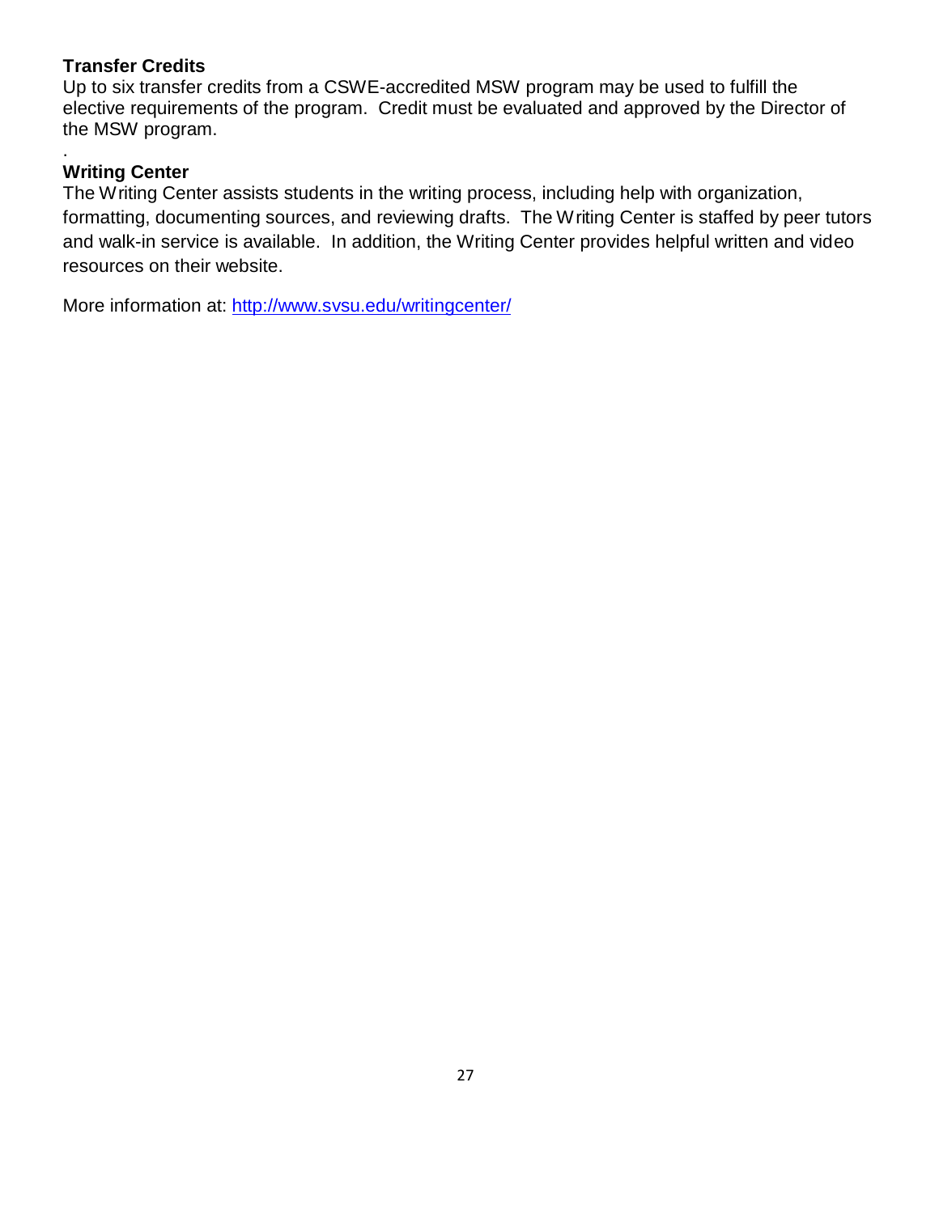**Transfer Credits**

Up to six transfer credits from a CSWE-accredited MSW program may be used to fulfill the elective requirements of the program. Credit must be evaluated and approved by the Director of the MSW program.

.

**Writing Center**

The Writing Center assists students in the writing process, including help with organization, formatting, documenting sources, and reviewing drafts. The Writing Center is staffed by peer tutors and walk-in service is available. In addition, the Writing Center provides helpful written and video resources on their website.

More information at: http://www.svsu.edu/writingcenter/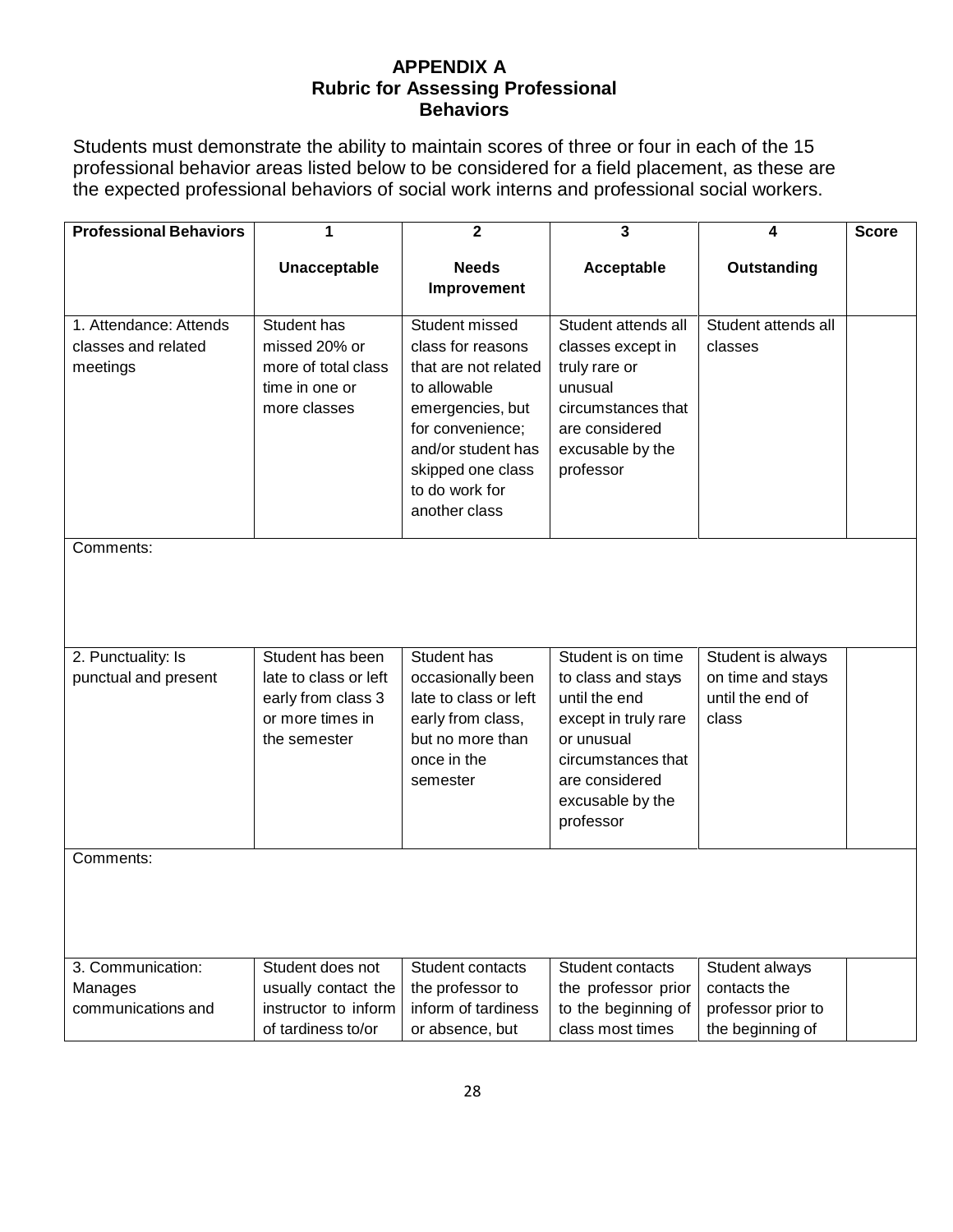# APPENDIX A
## Rubric for Assessing Professional Behaviors

Students must demonstrate the ability to maintain scores of three or four in each of the 15 professional behavior areas listed below to be considered for a field placement, as these are the expected professional behaviors of social work interns and professional social workers.

| Professional Behaviors | 1<br>Unacceptable | 2<br>Needs Improvement | 3<br>Acceptable | 4<br>Outstanding | Score |
|---|---|---|---|---|---|
| 1. Attendance: Attends classes and related meetings | Student has missed 20% or more of total class time in one or more classes | Student missed class for reasons that are not related to allowable emergencies, but for convenience; and/or student has skipped one class to do work for another class | Student attends all classes except in truly rare or unusual circumstances that are considered excusable by the professor | Student attends all classes | |
| Comments: | | | | | |
| 2. Punctuality: Is punctual and present | Student has been late to class or left early from class 3 or more times in the semester | Student has occasionally been late to class or left early from class, but no more than once in the semester | Student is on time to class and stays until the end except in truly rare or unusual circumstances that are considered excusable by the professor | Student is always on time and stays until the end of class | |
| Comments: | | | | | |
| 3. Communication: Manages communications and | Student does not usually contact the instructor to inform of tardiness to/or | Student contacts the professor to inform of tardiness or absence, but | Student contacts the professor prior to the beginning of class most times | Student always contacts the professor prior to the beginning of | |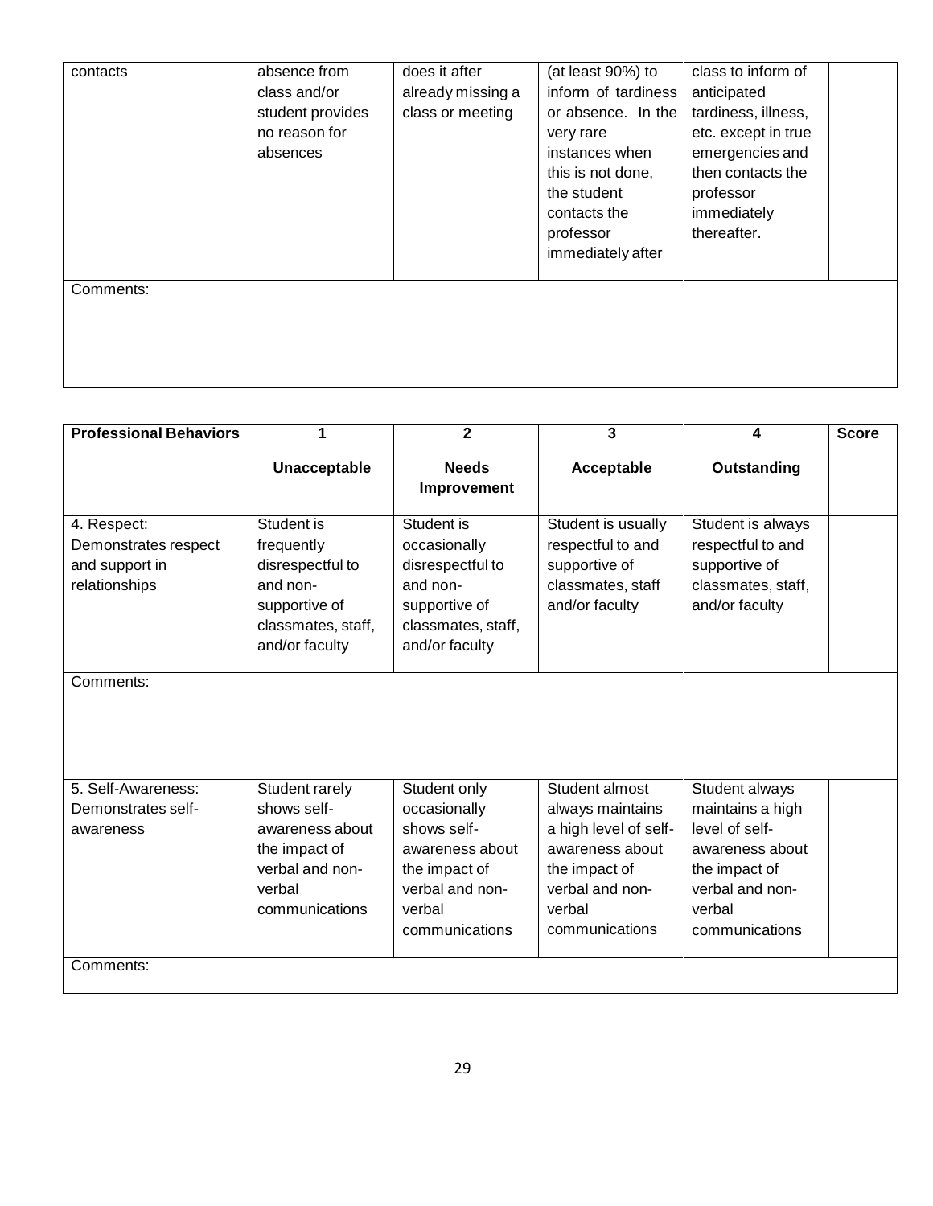| contacts | absence from class and/or student provides no reason for absences | does it after already missing a class or meeting | (at least 90%) to inform of tardiness or absence. In the very rare instances when this is not done, the student contacts the professor immediately after | class to inform of anticipated tardiness, illness, etc. except in true emergencies and then contacts the professor immediately thereafter. | |
|---|---|---|---|---|---|
| Comments: | | | | | |

| **Professional Behaviors** | **1** **Unacceptable** | **2** **Needs Improvement** | **3** **Acceptable** | **4** **Outstanding** | **Score** |
|---|---|---|---|---|---|
| 4. Respect: Demonstrates respect and support in relationships | Student is frequently disrespectful to and non-supportive of classmates, staff, and/or faculty | Student is occasionally disrespectful to and non-supportive of classmates, staff, and/or faculty | Student is usually respectful to and supportive of classmates, staff and/or faculty | Student is always respectful to and supportive of classmates, staff, and/or faculty | |
| Comments: | | | | | |
| 5. Self-Awareness: Demonstrates self-awareness | Student rarely shows self-awareness about the impact of verbal and non-verbal communications | Student only occasionally shows self-awareness about the impact of verbal and non-verbal communications | Student almost always maintains a high level of self-awareness about the impact of verbal and non-verbal communications | Student always maintains a high level of self-awareness about the impact of verbal and non-verbal communications | |
| Comments: | | | | | |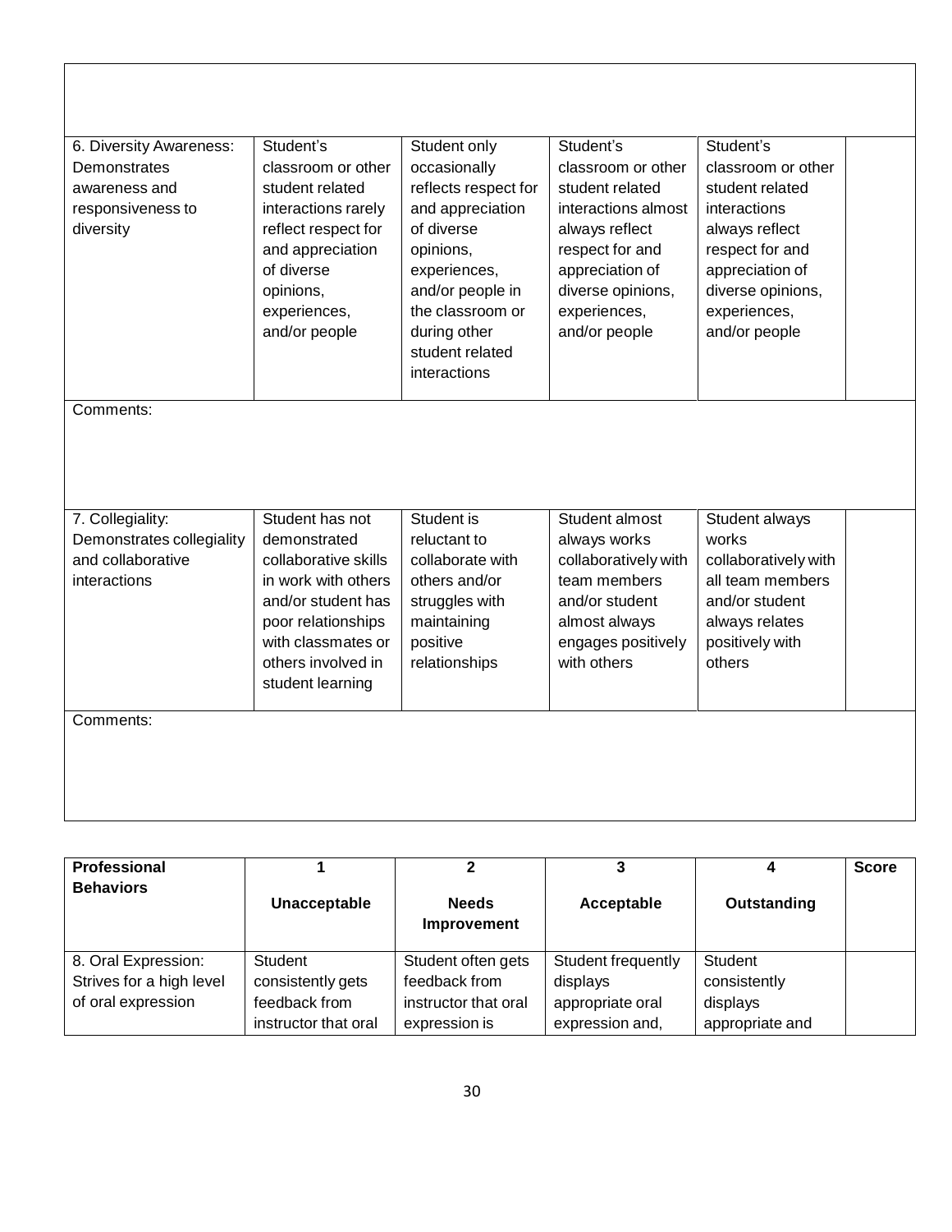| | | | | | |
|---|---|---|---|---|---|
| 6. Diversity Awareness: Demonstrates awareness and responsiveness to diversity | Student's classroom or other student related interactions rarely reflect respect for and appreciation of diverse opinions, experiences, and/or people | Student only occasionally reflects respect for and appreciation of diverse opinions, experiences, and/or people in the classroom or during other student related interactions | Student's classroom or other student related interactions almost always reflect respect for and appreciation of diverse opinions, experiences, and/or people | Student's classroom or other student related interactions always reflect respect for and appreciation of diverse opinions, experiences, and/or people | |
| Comments: | | | | | |
| 7. Collegiality: Demonstrates collegiality and collaborative interactions | Student has not demonstrated collaborative skills in work with others and/or student has poor relationships with classmates or others involved in student learning | Student is reluctant to collaborate with others and/or struggles with maintaining positive relationships | Student almost always works collaboratively with team members and/or student almost always engages positively with others | Student always works collaboratively with all team members and/or student always relates positively with others | |
| Comments: | | | | | |

| **Professional Behaviors** | **1**<br>**Unacceptable** | **2**<br>**Needs Improvement** | **3**<br>**Acceptable** | **4**<br>**Outstanding** | **Score** |
|---|---|---|---|---|---|
| 8. Oral Expression: Strives for a high level of oral expression | Student consistently gets feedback from instructor that oral | Student often gets feedback from instructor that oral expression is | Student frequently displays appropriate oral expression and, | Student consistently displays appropriate and | |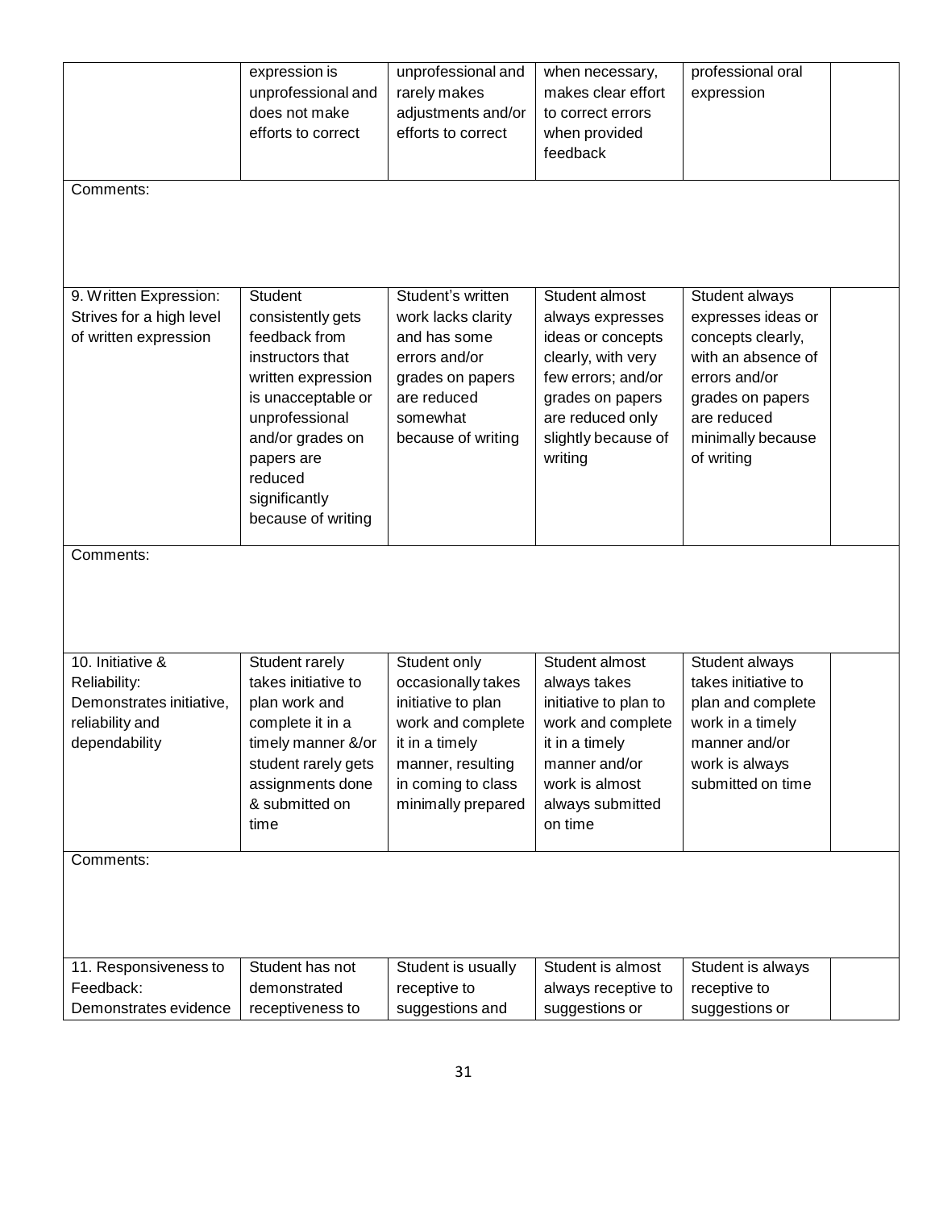| | | | | | |
|---|---|---|---|---|---|
| | expression is unprofessional and does not make efforts to correct | unprofessional and rarely makes adjustments and/or efforts to correct | when necessary, makes clear effort to correct errors when provided feedback | professional oral expression | |
| Comments: | | | | | |
| 9. Written Expression: Strives for a high level of written expression | Student consistently gets feedback from instructors that written expression is unacceptable or unprofessional and/or grades on papers are reduced significantly because of writing | Student's written work lacks clarity and has some errors and/or grades on papers are reduced somewhat because of writing | Student almost always expresses ideas or concepts clearly, with very few errors; and/or grades on papers are reduced only slightly because of writing | Student always expresses ideas or concepts clearly, with an absence of errors and/or grades on papers are reduced minimally because of writing | |
| Comments: | | | | | |
| 10. Initiative & Reliability: Demonstrates initiative, reliability and dependability | Student rarely takes initiative to plan work and complete it in a timely manner &/or student rarely gets assignments done & submitted on time | Student only occasionally takes initiative to plan work and complete it in a timely manner, resulting in coming to class minimally prepared | Student almost always takes initiative to plan to work and complete it in a timely manner and/or work is almost always submitted on time | Student always takes initiative to plan and complete work in a timely manner and/or work is always submitted on time | |
| Comments: | | | | | |
| 11. Responsiveness to Feedback: Demonstrates evidence | Student has not demonstrated receptiveness to | Student is usually receptive to suggestions and | Student is almost always receptive to suggestions or | Student is always receptive to suggestions or | |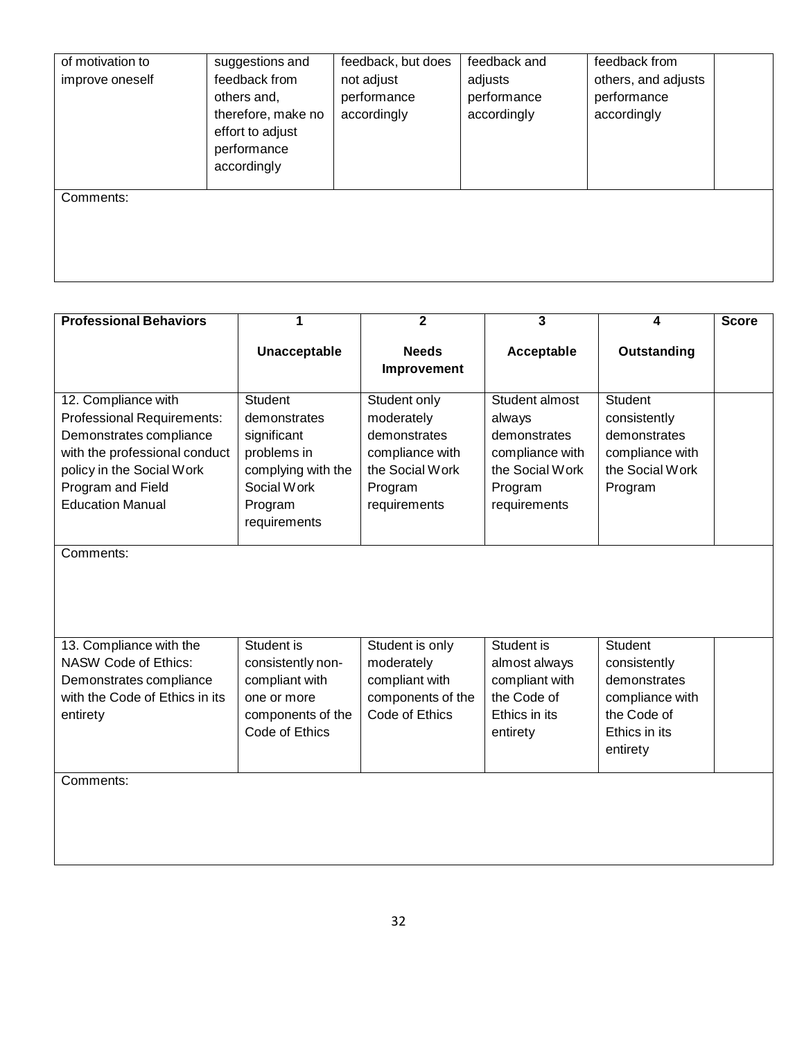| of motivation to improve oneself | suggestions and feedback from others and, therefore, make no effort to adjust performance accordingly | feedback, but does not adjust performance accordingly | feedback and adjusts performance accordingly | feedback from others, and adjusts performance accordingly | |
|---|---|---|---|---|---|
| Comments: | | | | | |

| Professional Behaviors | 1<br>Unacceptable | 2<br>Needs Improvement | 3<br>Acceptable | 4<br>Outstanding | Score |
|---|---|---|---|---|---|
| 12. Compliance with Professional Requirements: Demonstrates compliance with the professional conduct policy in the Social Work Program and Field Education Manual | Student demonstrates significant problems in complying with the Social Work Program requirements | Student only moderately demonstrates compliance with the Social Work Program requirements | Student almost always demonstrates compliance with the Social Work Program requirements | Student consistently demonstrates compliance with the Social Work Program | |
| Comments: | | | | | |
| 13. Compliance with the NASW Code of Ethics: Demonstrates compliance with the Code of Ethics in its entirety | Student is consistently non-compliant with one or more components of the Code of Ethics | Student is only moderately compliant with components of the Code of Ethics | Student is almost always compliant with the Code of Ethics in its entirety | Student consistently demonstrates compliance with the Code of Ethics in its entirety | |
| Comments: | | | | | |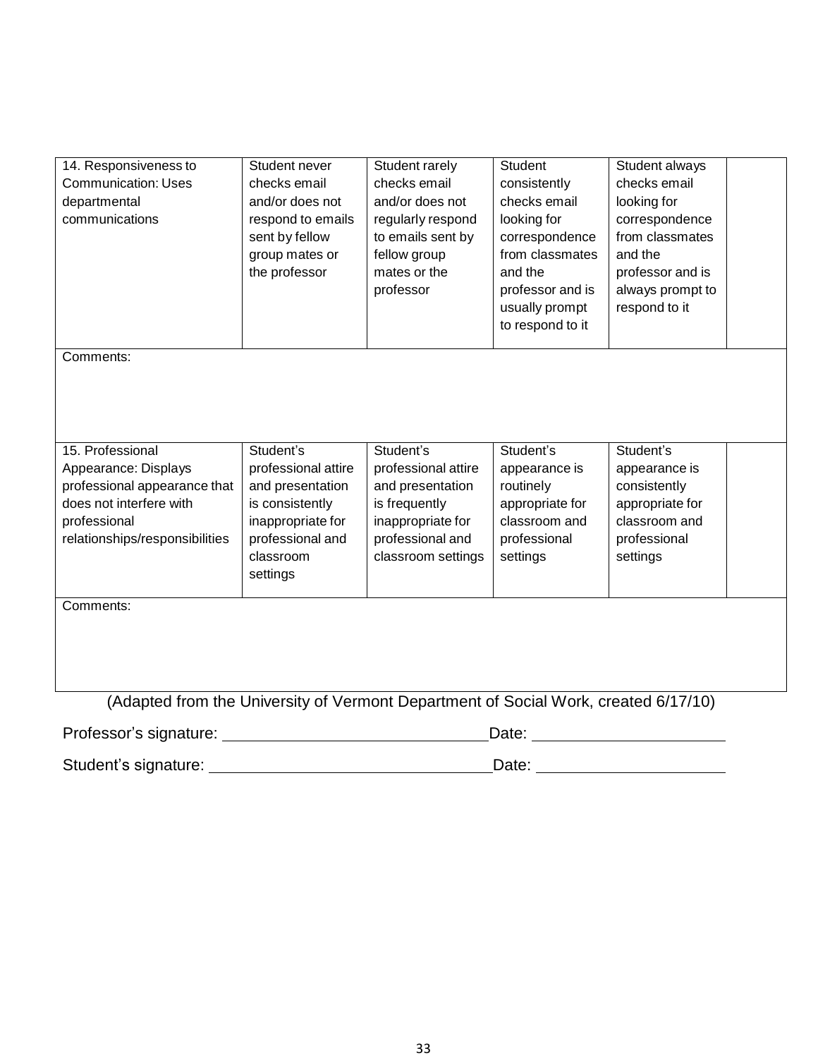| | | | | | |
|---|---|---|---|---|---|
| 14. Responsiveness to Communication: Uses departmental communications | Student never checks email and/or does not respond to emails sent by fellow group mates or the professor | Student rarely checks email and/or does not regularly respond to emails sent by fellow group mates or the professor | Student consistently checks email looking for correspondence from classmates and the professor and is usually prompt to respond to it | Student always checks email looking for correspondence from classmates and the professor and is always prompt to respond to it | |
| Comments: | | | | | |
| 15. Professional Appearance: Displays professional appearance that does not interfere with professional relationships/responsibilities | Student's professional attire and presentation is consistently inappropriate for professional and classroom settings | Student's professional attire and presentation is frequently inappropriate for professional and classroom settings | Student's appearance is routinely appropriate for classroom and professional settings | Student's appearance is consistently appropriate for classroom and professional settings | |
| Comments: | | | | | |

(Adapted from the University of Vermont Department of Social Work, created 6/17/10)

Professor's signature: ______________________________ Date: ____________________

Student's signature: ________________________________ Date: ____________________